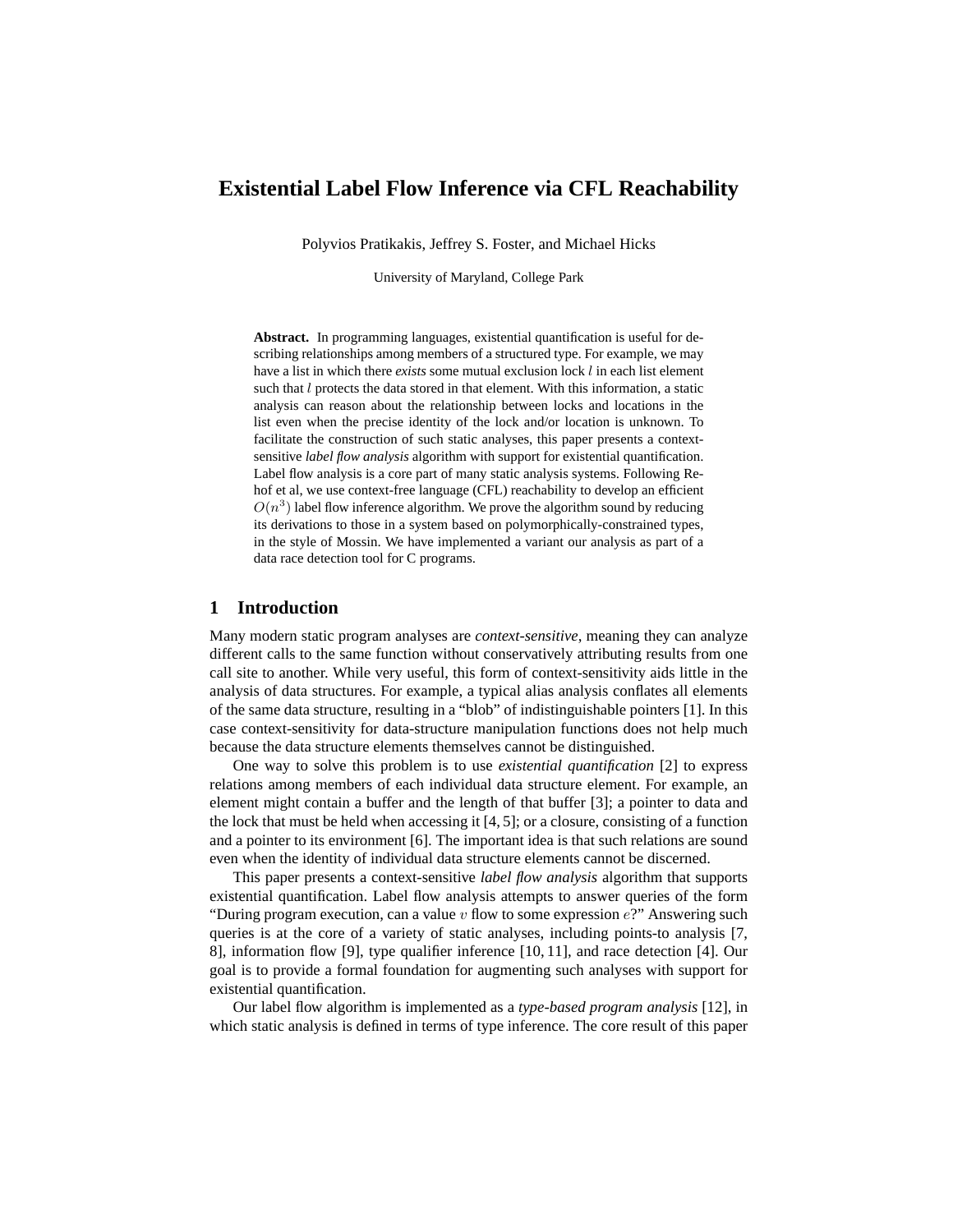# Existential Label Flow Inference via CFL Reachability

Polyvios Pratikakis, Jeffrey S. Foster, and Michael Hicks

University of Maryland, College Park

**Abstract.** In programming languages, existential quantification is useful for describing relationships among members of a structured type. For example, we may have a list in which there *exists* some mutual exclusion lock $l$ in each list element such that $l$ protects the data stored in that element. With this information, a static analysis can reason about the relationship between locks and locations in the list even when the precise identity of the lock and/or location is unknown. To facilitate the construction of such static analyses, this paper presents a context-sensitive *label flow analysis* algorithm with support for existential quantification. Label flow analysis is a core part of many static analysis systems. Following Rehof et al, we use context-free language (CFL) reachability to develop an efficient $O(n^3)$ label flow inference algorithm. We prove the algorithm sound by reducing its derivations to those in a system based on polymorphically-constrained types, in the style of Mossin. We have implemented a variant our analysis as part of a data race detection tool for C programs.

## 1 Introduction

Many modern static program analyses are *context-sensitive*, meaning they can analyze different calls to the same function without conservatively attributing results from one call site to another. While very useful, this form of context-sensitivity aids little in the analysis of data structures. For example, a typical alias analysis conflates all elements of the same data structure, resulting in a "blob" of indistinguishable pointers [1]. In this case context-sensitivity for data-structure manipulation functions does not help much because the data structure elements themselves cannot be distinguished.

One way to solve this problem is to use *existential quantification* [2] to express relations among members of each individual data structure element. For example, an element might contain a buffer and the length of that buffer [3]; a pointer to data and the lock that must be held when accessing it [4, 5]; or a closure, consisting of a function and a pointer to its environment [6]. The important idea is that such relations are sound even when the identity of individual data structure elements cannot be discerned.

This paper presents a context-sensitive *label flow analysis* algorithm that supports existential quantification. Label flow analysis attempts to answer queries of the form "During program execution, can a value $v$ flow to some expression $e$?" Answering such queries is at the core of a variety of static analyses, including points-to analysis [7, 8], information flow [9], type qualifier inference [10, 11], and race detection [4]. Our goal is to provide a formal foundation for augmenting such analyses with support for existential quantification.

Our label flow algorithm is implemented as a *type-based program analysis* [12], in which static analysis is defined in terms of type inference. The core result of this paper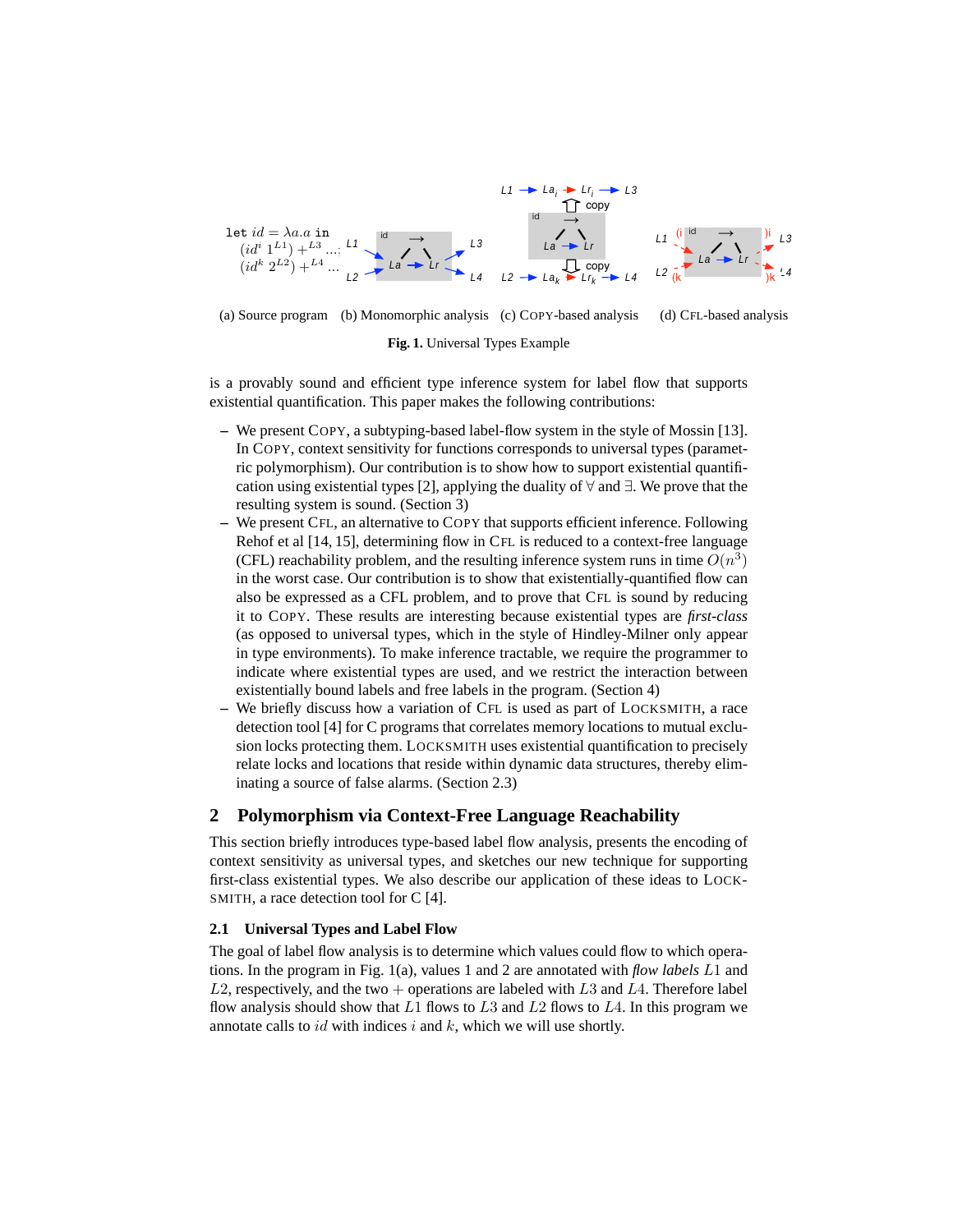```
let id = λa.a in
  (id^i 1^L1) +^L3 ...;
  (id^k 2^L2) +^L4 ...
```

(a) Source program (b) Monomorphic analysis (c) COPY-based analysis (d) CFL-based analysis

**Fig. 1.** Universal Types Example

is a provably sound and efficient type inference system for label flow that supports existential quantification. This paper makes the following contributions:

- We present COPY, a subtyping-based label-flow system in the style of Mossin [13]. In COPY, context sensitivity for functions corresponds to universal types (parametric polymorphism). Our contribution is to show how to support existential quantification using existential types [2], applying the duality of $\forall$ and $\exists$. We prove that the resulting system is sound. (Section 3)
- We present CFL, an alternative to COPY that supports efficient inference. Following Rehof et al [14, 15], determining flow in CFL is reduced to a context-free language (CFL) reachability problem, and the resulting inference system runs in time $O(n^3)$ in the worst case. Our contribution is to show that existentially-quantified flow can also be expressed as a CFL problem, and to prove that CFL is sound by reducing it to COPY. These results are interesting because existential types are *first-class* (as opposed to universal types, which in the style of Hindley-Milner only appear in type environments). To make inference tractable, we require the programmer to indicate where existential types are used, and we restrict the interaction between existentially bound labels and free labels in the program. (Section 4)
- We briefly discuss how a variation of CFL is used as part of LOCKSMITH, a race detection tool [4] for C programs that correlates memory locations to mutual exclusion locks protecting them. LOCKSMITH uses existential quantification to precisely relate locks and locations that reside within dynamic data structures, thereby eliminating a source of false alarms. (Section 2.3)

## 2 Polymorphism via Context-Free Language Reachability

This section briefly introduces type-based label flow analysis, presents the encoding of context sensitivity as universal types, and sketches our new technique for supporting first-class existential types. We also describe our application of these ideas to LOCKSMITH, a race detection tool for C [4].

### 2.1 Universal Types and Label Flow

The goal of label flow analysis is to determine which values could flow to which operations. In the program in Fig. 1(a), values 1 and 2 are annotated with *flow labels* $L1$ and $L2$, respectively, and the two $+$ operations are labeled with $L3$ and $L4$. Therefore label flow analysis should show that $L1$ flows to $L3$ and $L2$ flows to $L4$. In this program we annotate calls to $id$ with indices $i$ and $k$, which we will use shortly.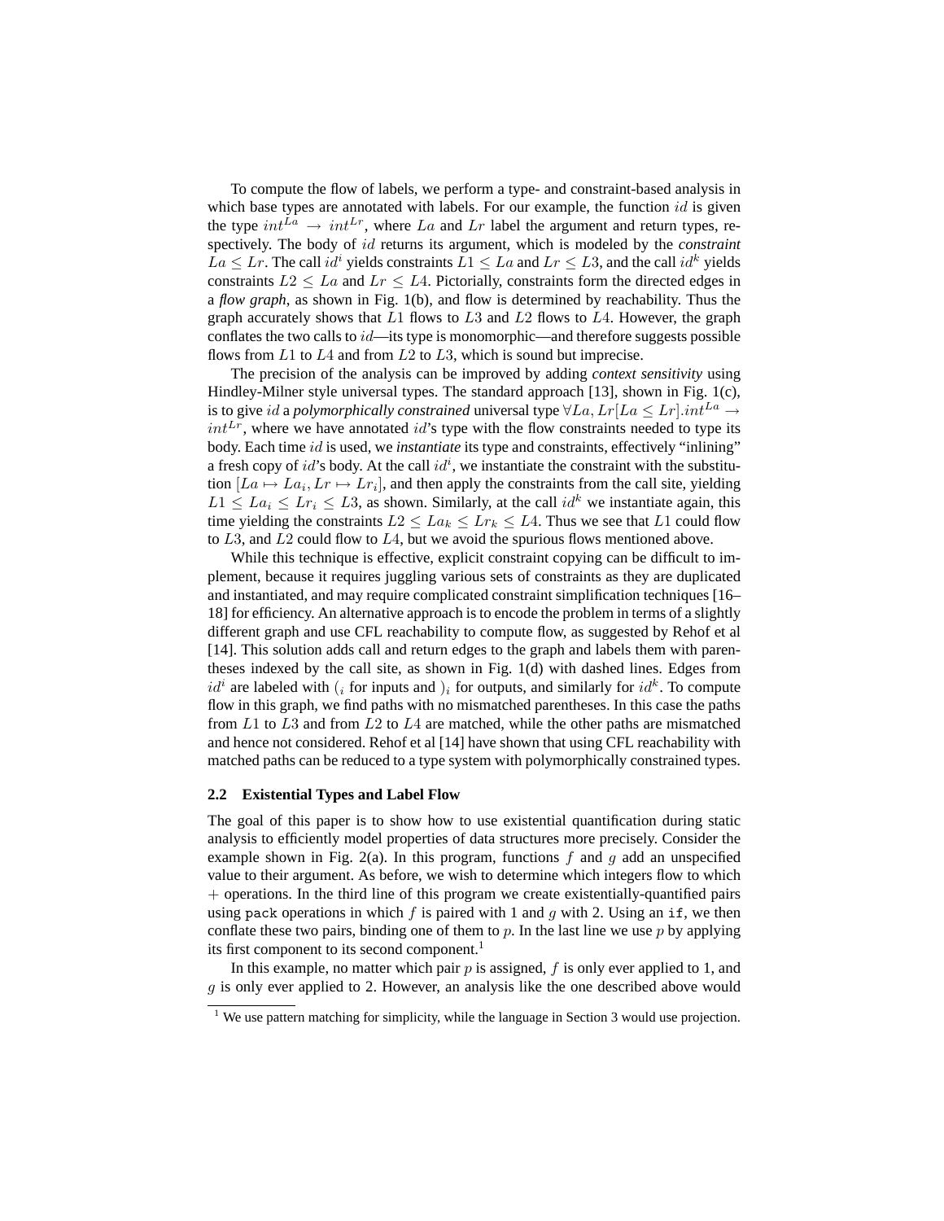To compute the flow of labels, we perform a type- and constraint-based analysis in which base types are annotated with labels. For our example, the function $id$ is given the type $int^{La} \rightarrow int^{Lr}$, where $La$ and $Lr$ label the argument and return types, respectively. The body of $id$ returns its argument, which is modeled by the *constraint* $La \leq Lr$. The call $id^i$ yields constraints $L1 \leq La$ and $Lr \leq L3$, and the call $id^k$ yields constraints $L2 \leq La$ and $Lr \leq L4$. Pictorially, constraints form the directed edges in a *flow graph*, as shown in Fig. 1(b), and flow is determined by reachability. Thus the graph accurately shows that $L1$ flows to $L3$ and $L2$ flows to $L4$. However, the graph conflates the two calls to $id$—its type is monomorphic—and therefore suggests possible flows from $L1$ to $L4$ and from $L2$ to $L3$, which is sound but imprecise.

The precision of the analysis can be improved by adding *context sensitivity* using Hindley-Milner style universal types. The standard approach [13], shown in Fig. 1(c), is to give $id$ a *polymorphically constrained* universal type $\forall La, Lr[La \leq Lr].int^{La} \rightarrow int^{Lr}$, where we have annotated $id$'s type with the flow constraints needed to type its body. Each time $id$ is used, we *instantiate* its type and constraints, effectively "inlining" a fresh copy of $id$'s body. At the call $id^i$, we instantiate the constraint with the substitution $[La \mapsto La_i, Lr \mapsto Lr_i]$, and then apply the constraints from the call site, yielding $L1 \leq La_i \leq Lr_i \leq L3$, as shown. Similarly, at the call $id^k$ we instantiate again, this time yielding the constraints $L2 \leq La_k \leq Lr_k \leq L4$. Thus we see that $L1$ could flow to $L3$, and $L2$ could flow to $L4$, but we avoid the spurious flows mentioned above.

While this technique is effective, explicit constraint copying can be difficult to implement, because it requires juggling various sets of constraints as they are duplicated and instantiated, and may require complicated constraint simplification techniques [16–18] for efficiency. An alternative approach is to encode the problem in terms of a slightly different graph and use CFL reachability to compute flow, as suggested by Rehof et al [14]. This solution adds call and return edges to the graph and labels them with parentheses indexed by the call site, as shown in Fig. 1(d) with dashed lines. Edges from $id^i$ are labeled with $(_i$ for inputs and $)_i$ for outputs, and similarly for $id^k$. To compute flow in this graph, we find paths with no mismatched parentheses. In this case the paths from $L1$ to $L3$ and from $L2$ to $L4$ are matched, while the other paths are mismatched and hence not considered. Rehof et al [14] have shown that using CFL reachability with matched paths can be reduced to a type system with polymorphically constrained types.

### 2.2 Existential Types and Label Flow

The goal of this paper is to show how to use existential quantification during static analysis to efficiently model properties of data structures more precisely. Consider the example shown in Fig. 2(a). In this program, functions $f$ and $g$ add an unspecified value to their argument. As before, we wish to determine which integers flow to which $+$ operations. In the third line of this program we create existentially-quantified pairs using `pack` operations in which $f$ is paired with 1 and $g$ with 2. Using an `if`, we then conflate these two pairs, binding one of them to $p$. In the last line we use $p$ by applying its first component to its second component.[1]

In this example, no matter which pair $p$ is assigned, $f$ is only ever applied to 1, and $g$ is only ever applied to 2. However, an analysis like the one described above would

[1] We use pattern matching for simplicity, while the language in Section 3 would use projection.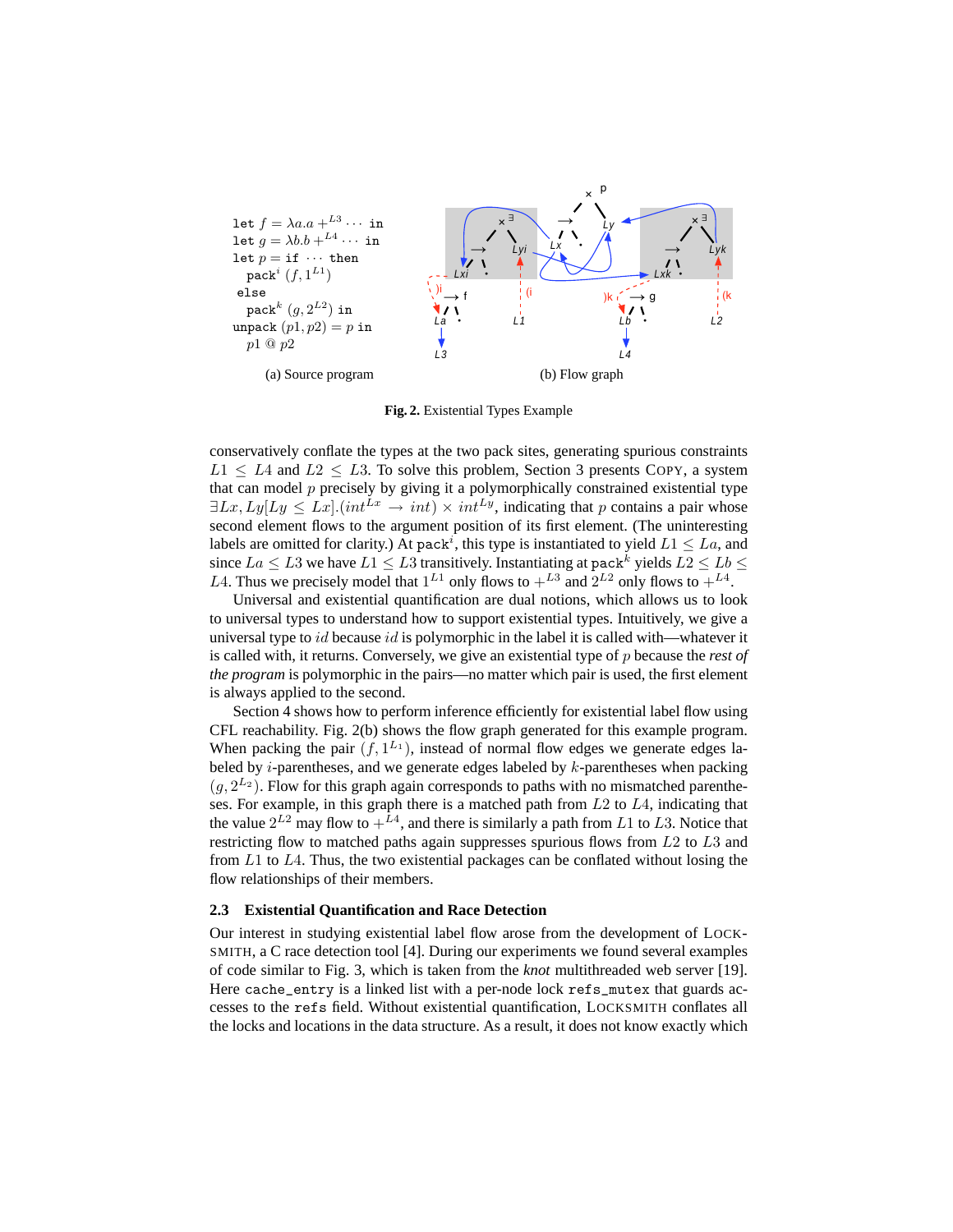```
let f = λa.a +^L3 ··· in
let g = λb.b +^L4 ··· in
let p = if ··· then
  pack^i (f, 1^L1)
else
  pack^k (g, 2^L2) in
unpack (p1, p2) = p in
  p1 @ p2
```

(a) Source program

(b) Flow graph

**Fig. 2.** Existential Types Example

conservatively conflate the types at the two pack sites, generating spurious constraints $L1 \leq L4$ and $L2 \leq L3$. To solve this problem, Section 3 presents COPY, a system that can model $p$ precisely by giving it a polymorphically constrained existential type $\exists Lx, Ly[Ly \leq Lx].(int^{Lx} \rightarrow int) \times int^{Ly}$, indicating that $p$ contains a pair whose second element flows to the argument position of its first element. (The uninteresting labels are omitted for clarity.) At $\mathtt{pack}^i$, this type is instantiated to yield $L1 \leq La$, and since $La \leq L3$ we have $L1 \leq L3$ transitively. Instantiating at $\mathtt{pack}^k$ yields $L2 \leq Lb \leq L4$. Thus we precisely model that $1^{L1}$ only flows to $+^{L3}$ and $2^{L2}$ only flows to $+^{L4}$.

Universal and existential quantification are dual notions, which allows us to look to universal types to understand how to support existential types. Intuitively, we give a universal type to $id$ because $id$ is polymorphic in the label it is called with—whatever it is called with, it returns. Conversely, we give an existential type of $p$ because the *rest of the program* is polymorphic in the pairs—no matter which pair is used, the first element is always applied to the second.

Section 4 shows how to perform inference efficiently for existential label flow using CFL reachability. Fig. 2(b) shows the flow graph generated for this example program. When packing the pair $(f, 1^{L_1})$, instead of normal flow edges we generate edges labeled by $i$-parentheses, and we generate edges labeled by $k$-parentheses when packing $(g, 2^{L_2})$. Flow for this graph again corresponds to paths with no mismatched parentheses. For example, in this graph there is a matched path from $L2$ to $L4$, indicating that the value $2^{L2}$ may flow to $+^{L4}$, and there is similarly a path from $L1$ to $L3$. Notice that restricting flow to matched paths again suppresses spurious flows from $L2$ to $L3$ and from $L1$ to $L4$. Thus, the two existential packages can be conflated without losing the flow relationships of their members.

### 2.3 Existential Quantification and Race Detection

Our interest in studying existential label flow arose from the development of LOCKSMITH, a C race detection tool [4]. During our experiments we found several examples of code similar to Fig. 3, which is taken from the *knot* multithreaded web server [19]. Here `cache_entry` is a linked list with a per-node lock `refs_mutex` that guards accesses to the `refs` field. Without existential quantification, LOCKSMITH conflates all the locks and locations in the data structure. As a result, it does not know exactly which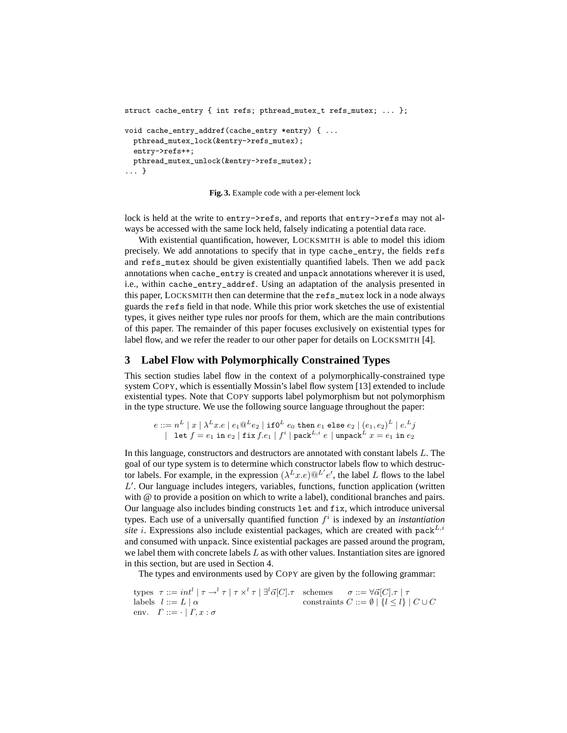```
struct cache_entry { int refs; pthread_mutex_t refs_mutex; ... };

void cache_entry_addref(cache_entry *entry) { ...
  pthread_mutex_lock(&entry->refs_mutex);
  entry->refs++;
  pthread_mutex_unlock(&entry->refs_mutex);
... }
```

**Fig. 3.** Example code with a per-element lock

lock is held at the write to `entry->refs`, and reports that `entry->refs` may not always be accessed with the same lock held, falsely indicating a potential data race.

With existential quantification, however, LOCKSMITH is able to model this idiom precisely. We add annotations to specify that in type `cache_entry`, the fields `refs` and `refs_mutex` should be given existentially quantified labels. Then we add `pack` annotations when `cache_entry` is created and `unpack` annotations wherever it is used, i.e., within `cache_entry_addref`. Using an adaptation of the analysis presented in this paper, LOCKSMITH then can determine that the `refs_mutex` lock in a node always guards the `refs` field in that node. While this prior work sketches the use of existential types, it gives neither type rules nor proofs for them, which are the main contributions of this paper. The remainder of this paper focuses exclusively on existential types for label flow, and we refer the reader to our other paper for details on LOCKSMITH [4].

## 3 Label Flow with Polymorphically Constrained Types

This section studies label flow in the context of a polymorphically-constrained type system COPY, which is essentially Mossin's label flow system [13] extended to include existential types. Note that COPY supports label polymorphism but not polymorphism in the type structure. We use the following source language throughout the paper:

$$e ::= n^L \mid x \mid \lambda^L x.e \mid e_1 @^L e_2 \mid \texttt{if0}^L\ e_0\ \texttt{then}\ e_1\ \texttt{else}\ e_2 \mid (e_1, e_2)^L \mid e.^L j$$
$$\mid\ \texttt{let}\ f = e_1\ \texttt{in}\ e_2 \mid \texttt{fix}\, f.e_1 \mid f^i \mid \texttt{pack}^{L,i}\ e \mid \texttt{unpack}^L\ x = e_1\ \texttt{in}\ e_2$$

In this language, constructors and destructors are annotated with constant labels $L$. The goal of our type system is to determine which constructor labels flow to which destructor labels. For example, in the expression $(\lambda^L x.e) @^{L'} e'$, the label $L$ flows to the label $L'$. Our language includes integers, variables, functions, function application (written with @ to provide a position on which to write a label), conditional branches and pairs. Our language also includes binding constructs `let` and `fix`, which introduce universal types. Each use of a universally quantified function $f^i$ is indexed by an *instantiation site* $i$. Expressions also include existential packages, which are created with $\texttt{pack}^{L,i}$ and consumed with `unpack`. Since existential packages are passed around the program, we label them with concrete labels $L$ as with other values. Instantiation sites are ignored in this section, but are used in Section 4.

The types and environments used by COPY are given by the following grammar:

$$\begin{array}{llll}
\text{types} & \tau ::= int^l \mid \tau \to^l \tau \mid \tau \times^l \tau \mid \exists^l \vec{\alpha}[C].\tau & \text{schemes} & \sigma ::= \forall \vec{\alpha}[C].\tau \mid \tau \\
\text{labels} & l ::= L \mid \alpha & \text{constraints} & C ::= \emptyset \mid \{l \leq l\} \mid C \cup C \\
\text{env.} & \Gamma ::= \cdot \mid \Gamma, x : \sigma & &
\end{array}$$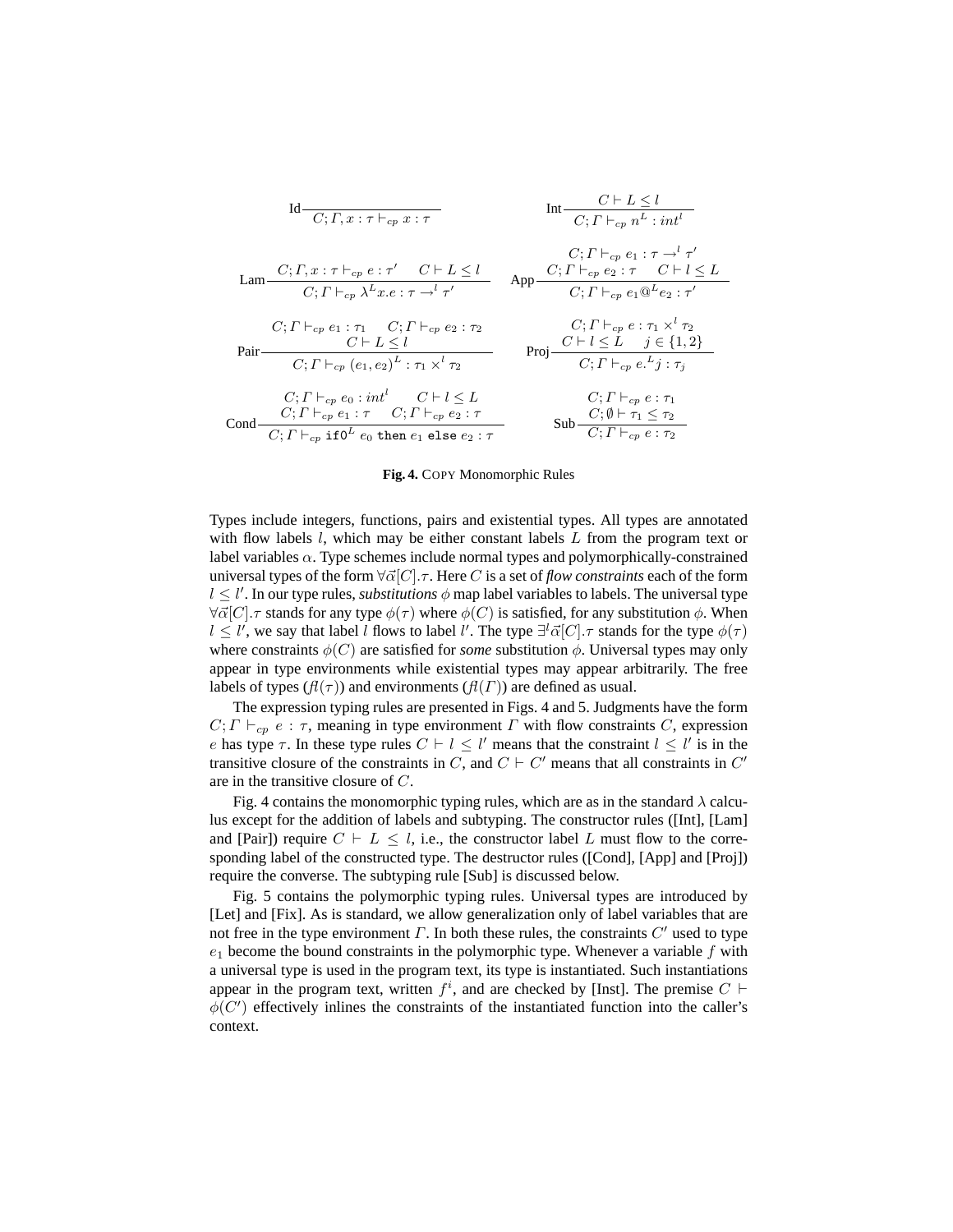$$\text{Id}\ \frac{}{C; \Gamma, x : \tau \vdash_{cp} x : \tau} \qquad \text{Int}\ \frac{C \vdash L \leq l}{C; \Gamma \vdash_{cp} n^L : int^l}$$

$$\text{Lam}\ \frac{C; \Gamma, x : \tau \vdash_{cp} e : \tau' \quad C \vdash L \leq l}{C; \Gamma \vdash_{cp} \lambda^L x.e : \tau \rightarrow^l \tau'} \qquad \text{App}\ \frac{\begin{array}{c} C; \Gamma \vdash_{cp} e_1 : \tau \rightarrow^l \tau' \\ C; \Gamma \vdash_{cp} e_2 : \tau \quad C \vdash l \leq L \end{array}}{C; \Gamma \vdash_{cp} e_1 @^L e_2 : \tau'}$$

$$\text{Pair}\ \frac{\begin{array}{c} C; \Gamma \vdash_{cp} e_1 : \tau_1 \quad C; \Gamma \vdash_{cp} e_2 : \tau_2 \\ C \vdash L \leq l \end{array}}{C; \Gamma \vdash_{cp} (e_1, e_2)^L : \tau_1 \times^l \tau_2} \qquad \text{Proj}\ \frac{\begin{array}{c} C; \Gamma \vdash_{cp} e : \tau_1 \times^l \tau_2 \\ C \vdash l \leq L \quad j \in \{1, 2\} \end{array}}{C; \Gamma \vdash_{cp} e.^L j : \tau_j}$$

$$\text{Cond}\ \frac{\begin{array}{c} C; \Gamma \vdash_{cp} e_0 : int^l \quad C \vdash l \leq L \\ C; \Gamma \vdash_{cp} e_1 : \tau \quad C; \Gamma \vdash_{cp} e_2 : \tau \end{array}}{C; \Gamma \vdash_{cp} \texttt{if0}^L\ e_0\ \texttt{then}\ e_1\ \texttt{else}\ e_2 : \tau} \qquad \text{Sub}\ \frac{\begin{array}{c} C; \Gamma \vdash_{cp} e : \tau_1 \\ C; \emptyset \vdash \tau_1 \leq \tau_2 \end{array}}{C; \Gamma \vdash_{cp} e : \tau_2}$$

**Fig. 4.** COPY Monomorphic Rules

Types include integers, functions, pairs and existential types. All types are annotated with flow labels $l$, which may be either constant labels $L$ from the program text or label variables $\alpha$. Type schemes include normal types and polymorphically-constrained universal types of the form $\forall\vec{\alpha}[C].\tau$. Here $C$ is a set of *flow constraints* each of the form $l \leq l'$. In our type rules, *substitutions* $\phi$ map label variables to labels. The universal type $\forall\vec{\alpha}[C].\tau$ stands for any type $\phi(\tau)$ where $\phi(C)$ is satisfied, for any substitution $\phi$. When $l \leq l'$, we say that label $l$ flows to label $l'$. The type $\exists^l\vec{\alpha}[C].\tau$ stands for the type $\phi(\tau)$ where constraints $\phi(C)$ are satisfied for *some* substitution $\phi$. Universal types may only appear in type environments while existential types may appear arbitrarily. The free labels of types ($fl(\tau)$) and environments ($fl(\Gamma)$) are defined as usual.

The expression typing rules are presented in Figs. 4 and 5. Judgments have the form $C; \Gamma \vdash_{cp} e : \tau$, meaning in type environment $\Gamma$ with flow constraints $C$, expression $e$ has type $\tau$. In these type rules $C \vdash l \leq l'$ means that the constraint $l \leq l'$ is in the transitive closure of the constraints in $C$, and $C \vdash C'$ means that all constraints in $C'$ are in the transitive closure of $C$.

Fig. 4 contains the monomorphic typing rules, which are as in the standard $\lambda$ calculus except for the addition of labels and subtyping. The constructor rules ([Int], [Lam] and [Pair]) require $C \vdash L \leq l$, i.e., the constructor label $L$ must flow to the corresponding label of the constructed type. The destructor rules ([Cond], [App] and [Proj]) require the converse. The subtyping rule [Sub] is discussed below.

Fig. 5 contains the polymorphic typing rules. Universal types are introduced by [Let] and [Fix]. As is standard, we allow generalization only of label variables that are not free in the type environment $\Gamma$. In both these rules, the constraints $C'$ used to type $e_1$ become the bound constraints in the polymorphic type. Whenever a variable $f$ with a universal type is used in the program text, its type is instantiated. Such instantiations appear in the program text, written $f^i$, and are checked by [Inst]. The premise $C \vdash \phi(C')$ effectively inlines the constraints of the instantiated function into the caller's context.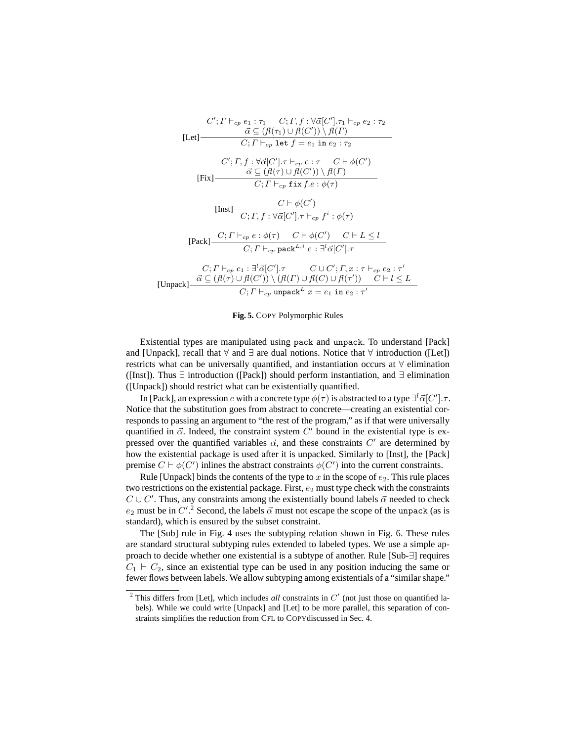$$\text{[Let]}\;\frac{C'; \Gamma \vdash_{cp} e_1 : \tau_1 \qquad C; \Gamma, f : \forall\vec{\alpha}[C'].\tau_1 \vdash_{cp} e_2 : \tau_2 \qquad \vec{\alpha} \subseteq (\mathit{fl}(\tau_1) \cup \mathit{fl}(C')) \setminus \mathit{fl}(\Gamma)}{C; \Gamma \vdash_{cp} \texttt{let } f = e_1 \texttt{ in } e_2 : \tau_2}$$

$$\text{[Fix]}\;\frac{C'; \Gamma, f : \forall\vec{\alpha}[C'].\tau \vdash_{cp} e : \tau \qquad C \vdash \phi(C') \qquad \vec{\alpha} \subseteq (\mathit{fl}(\tau) \cup \mathit{fl}(C')) \setminus \mathit{fl}(\Gamma)}{C; \Gamma \vdash_{cp} \texttt{fix } f.e : \phi(\tau)}$$

$$\text{[Inst]}\;\frac{C \vdash \phi(C')}{C; \Gamma, f : \forall\vec{\alpha}[C'].\tau \vdash_{cp} f^i : \phi(\tau)}$$

$$\text{[Pack]}\;\frac{C; \Gamma \vdash_{cp} e : \phi(\tau) \qquad C \vdash \phi(C') \qquad C \vdash L \leq l}{C; \Gamma \vdash_{cp} \texttt{pack}^{L,i}\ e : \exists^l\vec{\alpha}[C'].\tau}$$

$$\text{[Unpack]}\;\frac{C; \Gamma \vdash_{cp} e_1 : \exists^l\vec{\alpha}[C'].\tau \qquad C \cup C'; \Gamma, x : \tau \vdash_{cp} e_2 : \tau' \qquad \vec{\alpha} \subseteq (\mathit{fl}(\tau) \cup \mathit{fl}(C')) \setminus (\mathit{fl}(\Gamma) \cup \mathit{fl}(C) \cup \mathit{fl}(\tau')) \qquad C \vdash l \leq L}{C; \Gamma \vdash_{cp} \texttt{unpack}^L\ x = e_1 \texttt{ in } e_2 : \tau'}$$

**Fig. 5.** COPY Polymorphic Rules

Existential types are manipulated using pack and unpack. To understand [Pack] and [Unpack], recall that $\forall$ and $\exists$ are dual notions. Notice that $\forall$ introduction ([Let]) restricts what can be universally quantified, and instantiation occurs at $\forall$ elimination ([Inst]). Thus $\exists$ introduction ([Pack]) should perform instantiation, and $\exists$ elimination ([Unpack]) should restrict what can be existentially quantified.

In [Pack], an expression $e$ with a concrete type $\phi(\tau)$ is abstracted to a type $\exists^l\vec{\alpha}[C'].\tau$. Notice that the substitution goes from abstract to concrete—creating an existential corresponds to passing an argument to "the rest of the program," as if that were universally quantified in $\vec{\alpha}$. Indeed, the constraint system $C'$ bound in the existential type is expressed over the quantified variables $\vec{\alpha}$, and these constraints $C'$ are determined by how the existential package is used after it is unpacked. Similarly to [Inst], the [Pack] premise $C \vdash \phi(C')$ inlines the abstract constraints $\phi(C')$ into the current constraints.

Rule [Unpack] binds the contents of the type to $x$ in the scope of $e_2$. This rule places two restrictions on the existential package. First, $e_2$ must type check with the constraints $C \cup C'$. Thus, any constraints among the existentially bound labels $\vec{\alpha}$ needed to check $e_2$ must be in $C'$.[2] Second, the labels $\vec{\alpha}$ must not escape the scope of the unpack (as is standard), which is ensured by the subset constraint.

The [Sub] rule in Fig. 4 uses the subtyping relation shown in Fig. 6. These rules are standard structural subtyping rules extended to labeled types. We use a simple approach to decide whether one existential is a subtype of another. Rule [Sub-$\exists$] requires $C_1 \vdash C_2$, since an existential type can be used in any position inducing the same or fewer flows between labels. We allow subtyping among existentials of a "similar shape."

[2] This differs from [Let], which includes *all* constraints in $C'$ (not just those on quantified labels). While we could write [Unpack] and [Let] to be more parallel, this separation of constraints simplifies the reduction from CFL to COPYdiscussed in Sec. 4.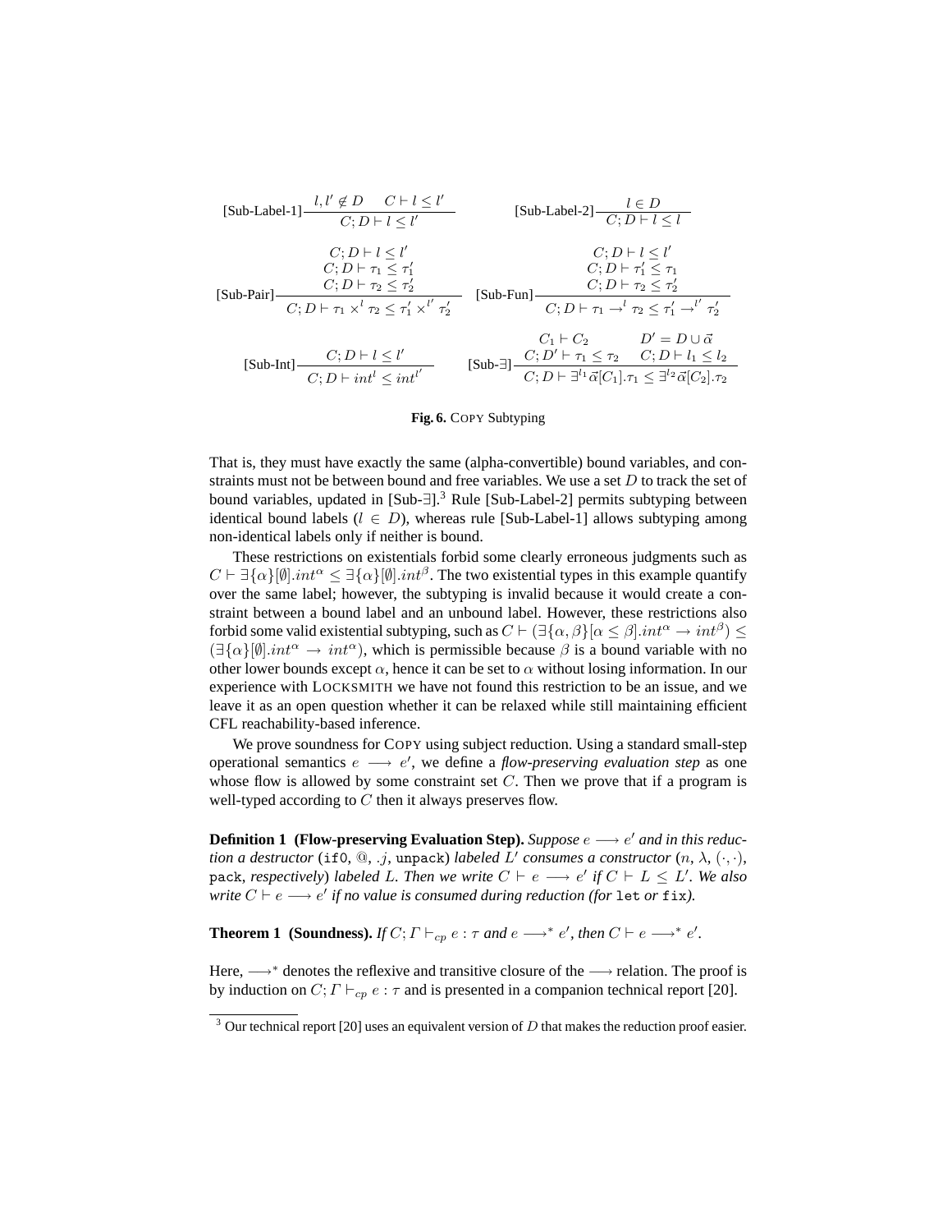$$[\text{Sub-Label-1}]\frac{l, l' \notin D \quad C \vdash l \leq l'}{C; D \vdash l \leq l'} \qquad [\text{Sub-Label-2}]\frac{l \in D}{C; D \vdash l \leq l}$$

$$[\text{Sub-Pair}]\frac{\begin{array}{c} C; D \vdash l \leq l' \\ C; D \vdash \tau_1 \leq \tau_1' \\ C; D \vdash \tau_2 \leq \tau_2' \end{array}}{C; D \vdash \tau_1 \times^l \tau_2 \leq \tau_1' \times^{l'} \tau_2'} \qquad [\text{Sub-Fun}]\frac{\begin{array}{c} C; D \vdash l \leq l' \\ C; D \vdash \tau_1' \leq \tau_1 \\ C; D \vdash \tau_2 \leq \tau_2' \end{array}}{C; D \vdash \tau_1 \rightarrow^l \tau_2 \leq \tau_1' \rightarrow^{l'} \tau_2'}$$

$$[\text{Sub-Int}]\frac{C; D \vdash l \leq l'}{C; D \vdash int^l \leq int^{l'}} \qquad [\text{Sub-}\exists]\frac{\begin{array}{cc} C_1 \vdash C_2 & D' = D \cup \vec{\alpha} \\ C; D' \vdash \tau_1 \leq \tau_2 & C; D \vdash l_1 \leq l_2 \end{array}}{C; D \vdash \exists^{l_1} \vec{\alpha}[C_1].\tau_1 \leq \exists^{l_2} \vec{\alpha}[C_2].\tau_2}$$

**Fig. 6.** COPY Subtyping

That is, they must have exactly the same (alpha-convertible) bound variables, and constraints must not be between bound and free variables. We use a set $D$ to track the set of bound variables, updated in [Sub-$\exists$].[3] Rule [Sub-Label-2] permits subtyping between identical bound labels ($l \in D$), whereas rule [Sub-Label-1] allows subtyping among non-identical labels only if neither is bound.

These restrictions on existentials forbid some clearly erroneous judgments such as $C \vdash \exists\{\alpha\}[\emptyset].int^\alpha \leq \exists\{\alpha\}[\emptyset].int^\beta$. The two existential types in this example quantify over the same label; however, the subtyping is invalid because it would create a constraint between a bound label and an unbound label. However, these restrictions also forbid some valid existential subtyping, such as $C \vdash (\exists\{\alpha, \beta\}[\alpha \leq \beta].int^\alpha \rightarrow int^\beta) \leq (\exists\{\alpha\}[\emptyset].int^\alpha \rightarrow int^\alpha)$, which is permissible because $\beta$ is a bound variable with no other lower bounds except $\alpha$, hence it can be set to $\alpha$ without losing information. In our experience with LOCKSMITH we have not found this restriction to be an issue, and we leave it as an open question whether it can be relaxed while still maintaining efficient CFL reachability-based inference.

We prove soundness for COPY using subject reduction. Using a standard small-step operational semantics $e \longrightarrow e'$, we define a *flow-preserving evaluation step* as one whose flow is allowed by some constraint set $C$. Then we prove that if a program is well-typed according to $C$ then it always preserves flow.

**Definition 1 (Flow-preserving Evaluation Step).** *Suppose $e \longrightarrow e'$ and in this reduction a destructor* (`if0`, @, $.j$, `unpack`) *labeled $L'$ consumes a constructor* ($n$, $\lambda$, $(\cdot, \cdot)$, `pack`, *respectively*) *labeled $L$. Then we write $C \vdash e \longrightarrow e'$ if $C \vdash L \leq L'$. We also write $C \vdash e \longrightarrow e'$ if no value is consumed during reduction (for* `let` *or* `fix`*).*

**Theorem 1 (Soundness).** *If $C; \Gamma \vdash_{cp} e : \tau$ and $e \longrightarrow^* e'$, then $C \vdash e \longrightarrow^* e'$.*

Here, $\longrightarrow^*$ denotes the reflexive and transitive closure of the $\longrightarrow$ relation. The proof is by induction on $C; \Gamma \vdash_{cp} e : \tau$ and is presented in a companion technical report [20].

[3] Our technical report [20] uses an equivalent version of $D$ that makes the reduction proof easier.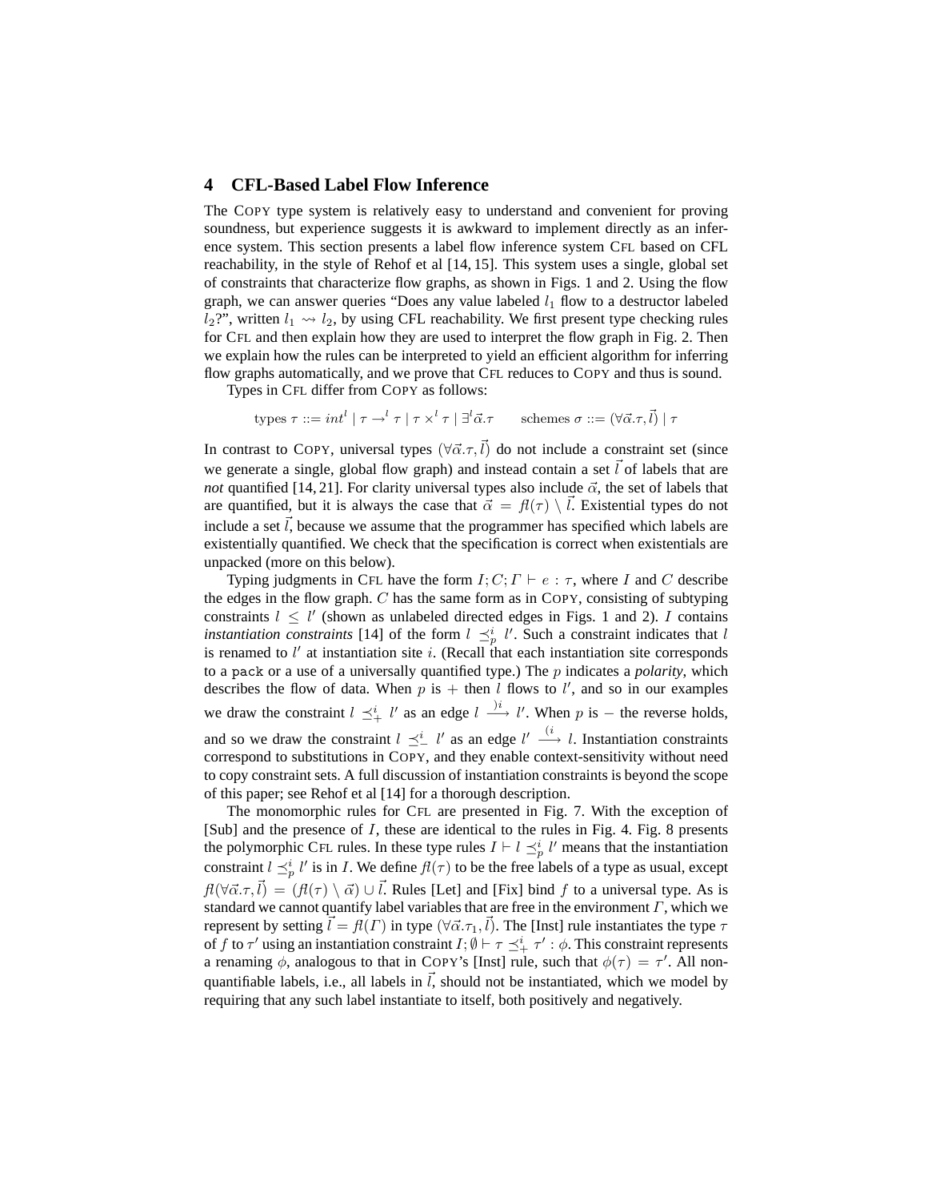## 4 CFL-Based Label Flow Inference

The COPY type system is relatively easy to understand and convenient for proving soundness, but experience suggests it is awkward to implement directly as an inference system. This section presents a label flow inference system CFL based on CFL reachability, in the style of Rehof et al [14, 15]. This system uses a single, global set of constraints that characterize flow graphs, as shown in Figs. 1 and 2. Using the flow graph, we can answer queries "Does any value labeled $l_1$ flow to a destructor labeled $l_2$?", written $l_1 \rightsquigarrow l_2$, by using CFL reachability. We first present type checking rules for CFL and then explain how they are used to interpret the flow graph in Fig. 2. Then we explain how the rules can be interpreted to yield an efficient algorithm for inferring flow graphs automatically, and we prove that CFL reduces to COPY and thus is sound.

Types in CFL differ from COPY as follows:

$$\text{types } \tau ::= int^l \mid \tau \rightarrow^l \tau \mid \tau \times^l \tau \mid \exists^l \vec{\alpha}.\tau \qquad \text{schemes } \sigma ::= (\forall \vec{\alpha}.\tau, \vec{l}) \mid \tau$$

In contrast to COPY, universal types $(\forall \vec{\alpha}.\tau, \vec{l})$ do not include a constraint set (since we generate a single, global flow graph) and instead contain a set $\vec{l}$ of labels that are *not* quantified [14, 21]. For clarity universal types also include $\vec{\alpha}$, the set of labels that are quantified, but it is always the case that $\vec{\alpha} = fl(\tau) \setminus \vec{l}$. Existential types do not include a set $\vec{l}$, because we assume that the programmer has specified which labels are existentially quantified. We check that the specification is correct when existentials are unpacked (more on this below).

Typing judgments in CFL have the form $I; C; \Gamma \vdash e : \tau$, where $I$ and $C$ describe the edges in the flow graph. $C$ has the same form as in COPY, consisting of subtyping constraints $l \leq l'$ (shown as unlabeled directed edges in Figs. 1 and 2). $I$ contains *instantiation constraints* [14] of the form $l \preceq_p^i l'$. Such a constraint indicates that $l$ is renamed to $l'$ at instantiation site $i$. (Recall that each instantiation site corresponds to a `pack` or a use of a universally quantified type.) The $p$ indicates a *polarity*, which describes the flow of data. When $p$ is $+$ then $l$ flows to $l'$, and so in our examples we draw the constraint $l \preceq_+^i l'$ as an edge $l \xrightarrow{)_i} l'$. When $p$ is $-$ the reverse holds, and so we draw the constraint $l \preceq_-^i l'$ as an edge $l' \xrightarrow{(_i} l$. Instantiation constraints correspond to substitutions in COPY, and they enable context-sensitivity without need to copy constraint sets. A full discussion of instantiation constraints is beyond the scope of this paper; see Rehof et al [14] for a thorough description.

The monomorphic rules for CFL are presented in Fig. 7. With the exception of [Sub] and the presence of $I$, these are identical to the rules in Fig. 4. Fig. 8 presents the polymorphic CFL rules. In these type rules $I \vdash l \preceq_p^i l'$ means that the instantiation constraint $l \preceq_p^i l'$ is in $I$. We define $fl(\tau)$ to be the free labels of a type as usual, except $fl(\forall \vec{\alpha}.\tau, \vec{l}) = (fl(\tau) \setminus \vec{\alpha}) \cup \vec{l}$. Rules [Let] and [Fix] bind $f$ to a universal type. As is standard we cannot quantify label variables that are free in the environment $\Gamma$, which we represent by setting $\vec{l} = fl(\Gamma)$ in type $(\forall \vec{\alpha}.\tau_1, \vec{l})$. The [Inst] rule instantiates the type $\tau$ of $f$ to $\tau'$ using an instantiation constraint $I; \emptyset \vdash \tau \preceq_+^i \tau' : \phi$. This constraint represents a renaming $\phi$, analogous to that in COPY's [Inst] rule, such that $\phi(\tau) = \tau'$. All non-quantifiable labels, i.e., all labels in $\vec{l}$, should not be instantiated, which we model by requiring that any such label instantiate to itself, both positively and negatively.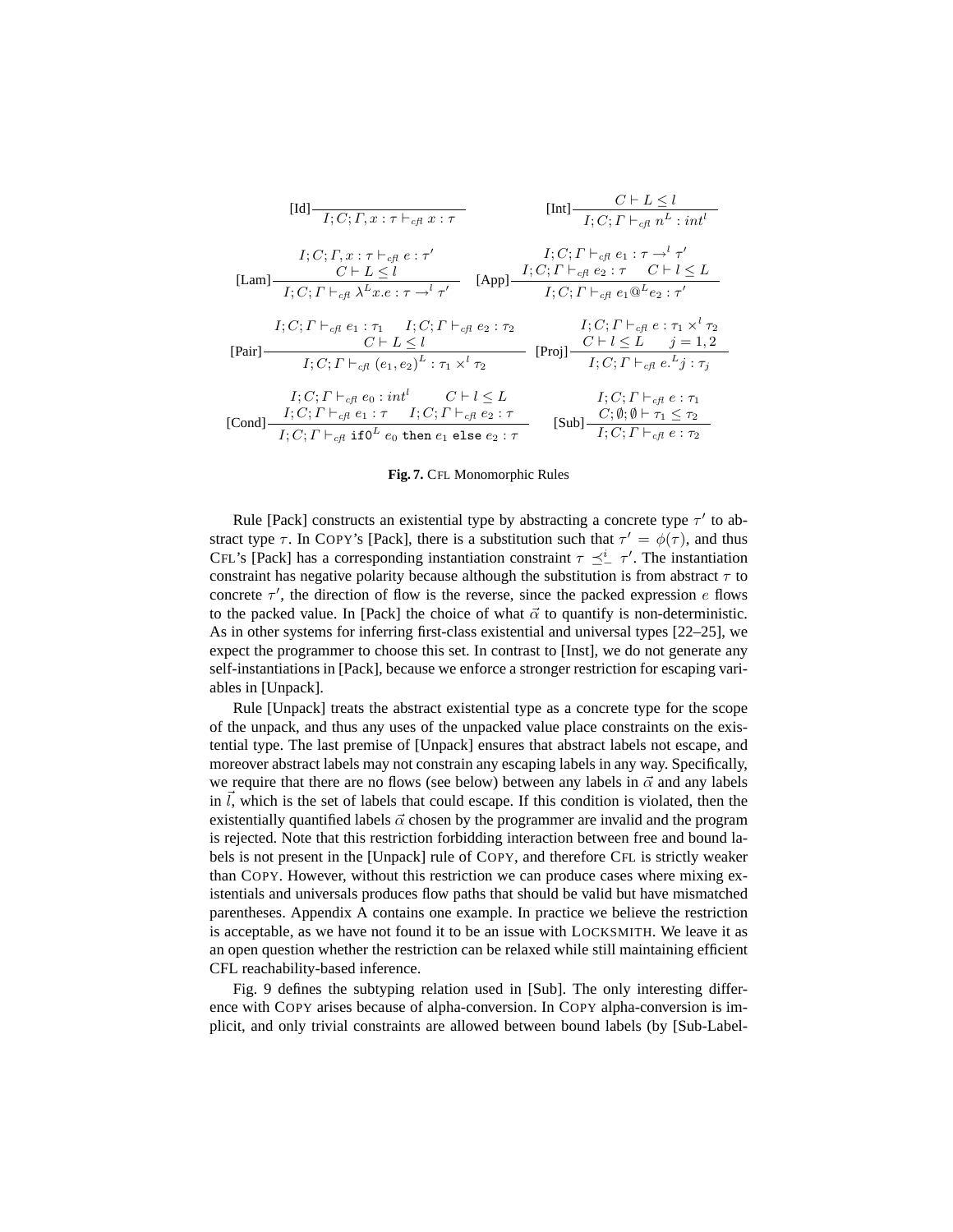$$\text{[Id]}\ \frac{}{I; C; \Gamma, x : \tau \vdash_{cfl} x : \tau} \qquad \text{[Int]}\ \frac{C \vdash L \leq l}{I; C; \Gamma \vdash_{cfl} n^L : int^l}$$

$$\text{[Lam]}\ \frac{I; C; \Gamma, x : \tau \vdash_{cfl} e : \tau' \quad C \vdash L \leq l}{I; C; \Gamma \vdash_{cfl} \lambda^L x.e : \tau \to^l \tau'} \qquad \text{[App]}\ \frac{I; C; \Gamma \vdash_{cfl} e_1 : \tau \to^l \tau' \quad I; C; \Gamma \vdash_{cfl} e_2 : \tau \quad C \vdash l \leq L}{I; C; \Gamma \vdash_{cfl} e_1 @^L e_2 : \tau'}$$

$$\text{[Pair]}\ \frac{I; C; \Gamma \vdash_{cfl} e_1 : \tau_1 \quad I; C; \Gamma \vdash_{cfl} e_2 : \tau_2 \quad C \vdash L \leq l}{I; C; \Gamma \vdash_{cfl} (e_1, e_2)^L : \tau_1 \times^l \tau_2} \qquad \text{[Proj]}\ \frac{I; C; \Gamma \vdash_{cfl} e : \tau_1 \times^l \tau_2 \quad C \vdash l \leq L \quad j = 1, 2}{I; C; \Gamma \vdash_{cfl} e.^L j : \tau_j}$$

$$\text{[Cond]}\ \frac{I; C; \Gamma \vdash_{cfl} e_0 : int^l \quad C \vdash l \leq L \quad I; C; \Gamma \vdash_{cfl} e_1 : \tau \quad I; C; \Gamma \vdash_{cfl} e_2 : \tau}{I; C; \Gamma \vdash_{cfl} \texttt{if0}^L\ e_0\ \texttt{then}\ e_1\ \texttt{else}\ e_2 : \tau} \qquad \text{[Sub]}\ \frac{I; C; \Gamma \vdash_{cfl} e : \tau_1 \quad C; \emptyset; \emptyset \vdash \tau_1 \leq \tau_2}{I; C; \Gamma \vdash_{cfl} e : \tau_2}$$

**Fig. 7.** CFL Monomorphic Rules

Rule [Pack] constructs an existential type by abstracting a concrete type $\tau'$ to abstract type $\tau$. In COPY's [Pack], there is a substitution such that $\tau' = \phi(\tau)$, and thus CFL's [Pack] has a corresponding instantiation constraint $\tau \preceq_{-}^{i} \tau'$. The instantiation constraint has negative polarity because although the substitution is from abstract $\tau$ to concrete $\tau'$, the direction of flow is the reverse, since the packed expression $e$ flows to the packed value. In [Pack] the choice of what $\vec{\alpha}$ to quantify is non-deterministic. As in other systems for inferring first-class existential and universal types [22–25], we expect the programmer to choose this set. In contrast to [Inst], we do not generate any self-instantiations in [Pack], because we enforce a stronger restriction for escaping variables in [Unpack].

Rule [Unpack] treats the abstract existential type as a concrete type for the scope of the unpack, and thus any uses of the unpacked value place constraints on the existential type. The last premise of [Unpack] ensures that abstract labels not escape, and moreover abstract labels may not constrain any escaping labels in any way. Specifically, we require that there are no flows (see below) between any labels in $\vec{\alpha}$ and any labels in $\vec{l}$, which is the set of labels that could escape. If this condition is violated, then the existentially quantified labels $\vec{\alpha}$ chosen by the programmer are invalid and the program is rejected. Note that this restriction forbidding interaction between free and bound labels is not present in the [Unpack] rule of COPY, and therefore CFL is strictly weaker than COPY. However, without this restriction we can produce cases where mixing existentials and universals produces flow paths that should be valid but have mismatched parentheses. Appendix A contains one example. In practice we believe the restriction is acceptable, as we have not found it to be an issue with LOCKSMITH. We leave it as an open question whether the restriction can be relaxed while still maintaining efficient CFL reachability-based inference.

Fig. 9 defines the subtyping relation used in [Sub]. The only interesting difference with COPY arises because of alpha-conversion. In COPY alpha-conversion is implicit, and only trivial constraints are allowed between bound labels (by [Sub-Label-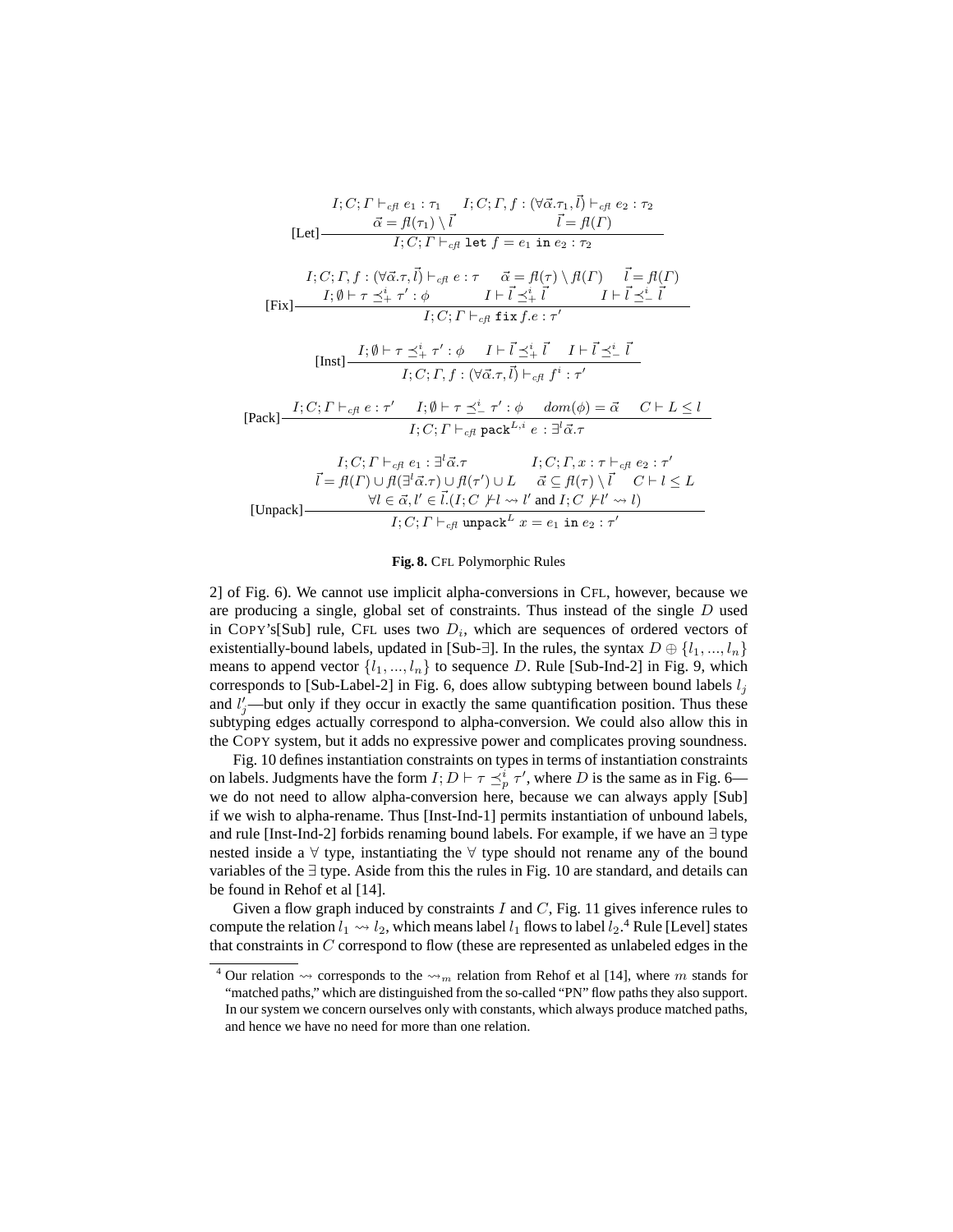$$\text{[Let]}\ \frac{I; C; \Gamma \vdash_{cfl} e_1 : \tau_1 \quad I; C; \Gamma, f : (\forall \vec{\alpha}.\tau_1, \vec{l}) \vdash_{cfl} e_2 : \tau_2 \quad \vec{\alpha} = fl(\tau_1) \setminus \vec{l} \quad \vec{l} = fl(\Gamma)}{I; C; \Gamma \vdash_{cfl} \texttt{let } f = e_1 \texttt{ in } e_2 : \tau_2}$$

$$\text{[Fix]}\ \frac{I; C; \Gamma, f : (\forall \vec{\alpha}.\tau, \vec{l}) \vdash_{cfl} e : \tau \quad \vec{\alpha} = fl(\tau) \setminus fl(\Gamma) \quad \vec{l} = fl(\Gamma) \quad I; \emptyset \vdash \tau \preceq^i_+ \tau' : \phi \quad I \vdash \vec{l} \preceq^i_+ \vec{l} \quad I \vdash \vec{l} \preceq^i_- \vec{l}}{I; C; \Gamma \vdash_{cfl} \texttt{fix } f.e : \tau'}$$

$$\text{[Inst]}\ \frac{I; \emptyset \vdash \tau \preceq^i_+ \tau' : \phi \quad I \vdash \vec{l} \preceq^i_+ \vec{l} \quad I \vdash \vec{l} \preceq^i_- \vec{l}}{I; C; \Gamma, f : (\forall \vec{\alpha}.\tau, \vec{l}) \vdash_{cfl} f^i : \tau'}$$

$$\text{[Pack]}\ \frac{I; C; \Gamma \vdash_{cfl} e : \tau' \quad I; \emptyset \vdash \tau \preceq^i_- \tau' : \phi \quad dom(\phi) = \vec{\alpha} \quad C \vdash L \leq l}{I; C; \Gamma \vdash_{cfl} \texttt{pack}^{L,i}\ e : \exists^l \vec{\alpha}.\tau}$$

$$\text{[Unpack]}\ \frac{\begin{array}{c} I; C; \Gamma \vdash_{cfl} e_1 : \exists^l \vec{\alpha}.\tau \quad I; C; \Gamma, x : \tau \vdash_{cfl} e_2 : \tau' \\ \vec{l} = fl(\Gamma) \cup fl(\exists^l \vec{\alpha}.\tau) \cup fl(\tau') \cup L \quad \vec{\alpha} \subseteq fl(\tau) \setminus \vec{l} \quad C \vdash l \leq L \\ \forall l \in \vec{\alpha}, l' \in \vec{l}.(I; C \not\vdash l \rightsquigarrow l' \text{ and } I; C \not\vdash l' \rightsquigarrow l) \end{array}}{I; C; \Gamma \vdash_{cfl} \texttt{unpack}^L\ x = e_1 \texttt{ in } e_2 : \tau'}$$

**Fig. 8.** CFL Polymorphic Rules

2] of Fig. 6). We cannot use implicit alpha-conversions in CFL, however, because we are producing a single, global set of constraints. Thus instead of the single $D$ used in COPY's[Sub] rule, CFL uses two $D_i$, which are sequences of ordered vectors of existentially-bound labels, updated in [Sub-∃]. In the rules, the syntax $D \oplus \{l_1, ..., l_n\}$ means to append vector $\{l_1, ..., l_n\}$ to sequence $D$. Rule [Sub-Ind-2] in Fig. 9, which corresponds to [Sub-Label-2] in Fig. 6, does allow subtyping between bound labels $l_j$ and $l'_j$—but only if they occur in exactly the same quantification position. Thus these subtyping edges actually correspond to alpha-conversion. We could also allow this in the COPY system, but it adds no expressive power and complicates proving soundness.

Fig. 10 defines instantiation constraints on types in terms of instantiation constraints on labels. Judgments have the form $I; D \vdash \tau \preceq^i_p \tau'$, where $D$ is the same as in Fig. 6—we do not need to allow alpha-conversion here, because we can always apply [Sub] if we wish to alpha-rename. Thus [Inst-Ind-1] permits instantiation of unbound labels, and rule [Inst-Ind-2] forbids renaming bound labels. For example, if we have an $\exists$ type nested inside a $\forall$ type, instantiating the $\forall$ type should not rename any of the bound variables of the $\exists$ type. Aside from this the rules in Fig. 10 are standard, and details can be found in Rehof et al [14].

Given a flow graph induced by constraints $I$ and $C$, Fig. 11 gives inference rules to compute the relation $l_1 \rightsquigarrow l_2$, which means label $l_1$ flows to label $l_2$.[4] Rule [Level] states that constraints in $C$ correspond to flow (these are represented as unlabeled edges in the

[4] Our relation $\rightsquigarrow$ corresponds to the $\rightsquigarrow_m$ relation from Rehof et al [14], where $m$ stands for "matched paths," which are distinguished from the so-called "PN" flow paths they also support. In our system we concern ourselves only with constants, which always produce matched paths, and hence we have no need for more than one relation.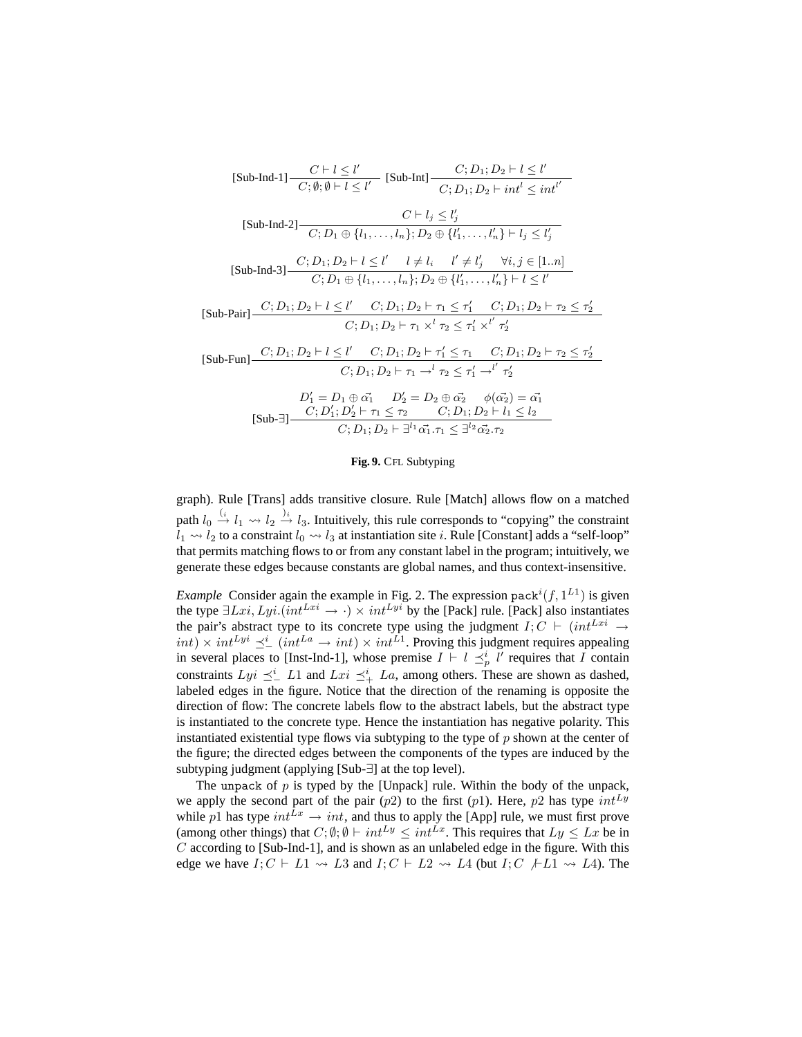$$[\text{Sub-Ind-1}]\frac{C \vdash l \leq l'}{C; \emptyset; \emptyset \vdash l \leq l'} \quad [\text{Sub-Int}]\frac{C; D_1; D_2 \vdash l \leq l'}{C; D_1; D_2 \vdash int^l \leq int^{l'}}$$

$$[\text{Sub-Ind-2}]\frac{C \vdash l_j \leq l'_j}{C; D_1 \oplus \{l_1, \ldots, l_n\}; D_2 \oplus \{l'_1, \ldots, l'_n\} \vdash l_j \leq l'_j}$$

$$[\text{Sub-Ind-3}]\frac{C; D_1; D_2 \vdash l \leq l' \quad l \neq l_i \quad l' \neq l'_j \quad \forall i, j \in [1..n]}{C; D_1 \oplus \{l_1, \ldots, l_n\}; D_2 \oplus \{l'_1, \ldots, l'_n\} \vdash l \leq l'}$$

$$[\text{Sub-Pair}]\frac{C; D_1; D_2 \vdash l \leq l' \quad C; D_1; D_2 \vdash \tau_1 \leq \tau'_1 \quad C; D_1; D_2 \vdash \tau_2 \leq \tau'_2}{C; D_1; D_2 \vdash \tau_1 \times^l \tau_2 \leq \tau'_1 \times^{l'} \tau'_2}$$

$$[\text{Sub-Fun}]\frac{C; D_1; D_2 \vdash l \leq l' \quad C; D_1; D_2 \vdash \tau'_1 \leq \tau_1 \quad C; D_1; D_2 \vdash \tau_2 \leq \tau'_2}{C; D_1; D_2 \vdash \tau_1 \rightarrow^l \tau_2 \leq \tau'_1 \rightarrow^{l'} \tau'_2}$$

$$[\text{Sub-}\exists]\frac{\begin{array}{c} D'_1 = D_1 \oplus \vec{\alpha_1} \quad D'_2 = D_2 \oplus \vec{\alpha_2} \quad \phi(\vec{\alpha_2}) = \vec{\alpha_1} \\ C; D'_1; D'_2 \vdash \tau_1 \leq \tau_2 \qquad C; D_1; D_2 \vdash l_1 \leq l_2 \end{array}}{C; D_1; D_2 \vdash \exists^{l_1} \vec{\alpha_1}.\tau_1 \leq \exists^{l_2} \vec{\alpha_2}.\tau_2}$$

**Fig. 9.** CFL Subtyping

graph). Rule [Trans] adds transitive closure. Rule [Match] allows flow on a matched path $l_0 \xrightarrow{(_i} l_1 \rightsquigarrow l_2 \xrightarrow{)_i} l_3$. Intuitively, this rule corresponds to "copying" the constraint $l_1 \rightsquigarrow l_2$ to a constraint $l_0 \rightsquigarrow l_3$ at instantiation site $i$. Rule [Constant] adds a "self-loop" that permits matching flows to or from any constant label in the program; intuitively, we generate these edges because constants are global names, and thus context-insensitive.

*Example* Consider again the example in Fig. 2. The expression $\texttt{pack}^i(f, 1^{L1})$ is given the type $\exists Lxi, Lyi.(int^{Lxi} \rightarrow \cdot) \times int^{Lyi}$ by the [Pack] rule. [Pack] also instantiates the pair's abstract type to its concrete type using the judgment $I; C \vdash (int^{Lxi} \rightarrow int) \times int^{Lyi} \preceq^i_- (int^{La} \rightarrow int) \times int^{L1}$. Proving this judgment requires appealing in several places to [Inst-Ind-1], whose premise $I \vdash l \preceq^i_p l'$ requires that $I$ contain constraints $Lyi \preceq^i_- L1$ and $Lxi \preceq^i_+ La$, among others. These are shown as dashed, labeled edges in the figure. Notice that the direction of the renaming is opposite the direction of flow: The concrete labels flow to the abstract labels, but the abstract type is instantiated to the concrete type. Hence the instantiation has negative polarity. This instantiated existential type flows via subtyping to the type of $p$ shown at the center of the figure; the directed edges between the components of the types are induced by the subtyping judgment (applying [Sub-$\exists$] at the top level).

The unpack of $p$ is typed by the [Unpack] rule. Within the body of the unpack, we apply the second part of the pair ($p2$) to the first ($p1$). Here, $p2$ has type $int^{Ly}$ while $p1$ has type $int^{Lx} \rightarrow int$, and thus to apply the [App] rule, we must first prove (among other things) that $C; \emptyset; \emptyset \vdash int^{Ly} \leq int^{Lx}$. This requires that $Ly \leq Lx$ be in $C$ according to [Sub-Ind-1], and is shown as an unlabeled edge in the figure. With this edge we have $I; C \vdash L1 \rightsquigarrow L3$ and $I; C \vdash L2 \rightsquigarrow L4$ (but $I; C \not\vdash L1 \rightsquigarrow L4$). The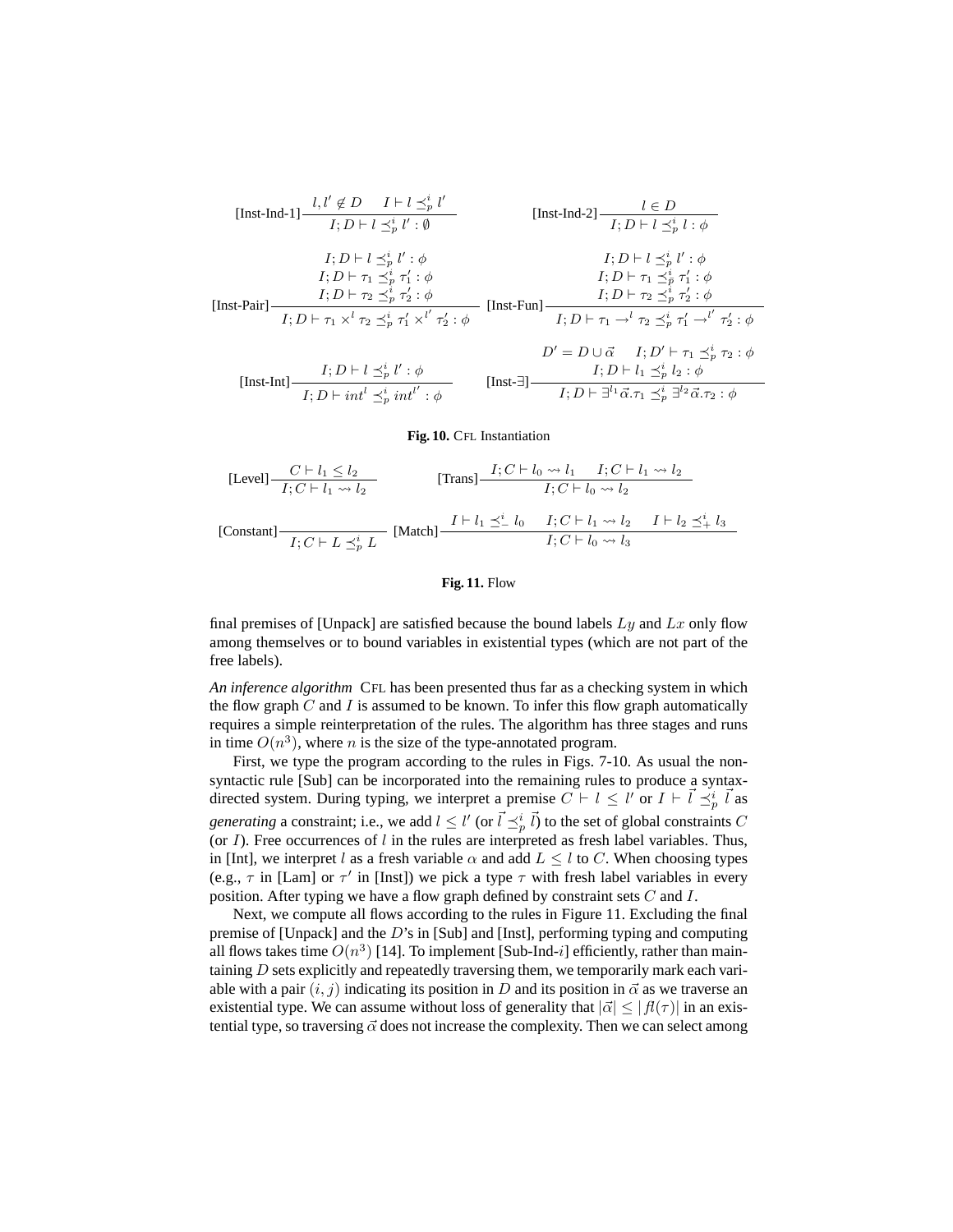$$\text{[Inst-Ind-1]}\,\frac{l, l' \notin D \quad I \vdash l \preceq_p^i l'}{I; D \vdash l \preceq_p^i l' : \emptyset} \qquad \text{[Inst-Ind-2]}\,\frac{l \in D}{I; D \vdash l \preceq_p^i l : \phi}$$

$$\text{[Inst-Pair]}\,\frac{\begin{array}{c} I; D \vdash l \preceq_p^i l' : \phi \\ I; D \vdash \tau_1 \preceq_p^i \tau_1' : \phi \\ I; D \vdash \tau_2 \preceq_p^i \tau_2' : \phi \end{array}}{I; D \vdash \tau_1 \times^l \tau_2 \preceq_p^i \tau_1' \times^{l'} \tau_2' : \phi} \qquad \text{[Inst-Fun]}\,\frac{\begin{array}{c} I; D \vdash l \preceq_p^i l' : \phi \\ I; D \vdash \tau_1 \preceq_{\bar{p}}^i \tau_1' : \phi \\ I; D \vdash \tau_2 \preceq_p^i \tau_2' : \phi \end{array}}{I; D \vdash \tau_1 \rightarrow^l \tau_2 \preceq_p^i \tau_1' \rightarrow^{l'} \tau_2' : \phi}$$

$$\text{[Inst-Int]}\,\frac{I; D \vdash l \preceq_p^i l' : \phi}{I; D \vdash int^l \preceq_p^i int^{l'} : \phi} \qquad \text{[Inst-}\exists\text{]}\,\frac{\begin{array}{c} D' = D \cup \vec{\alpha} \quad I; D' \vdash \tau_1 \preceq_p^i \tau_2 : \phi \\ I; D \vdash l_1 \preceq_p^i l_2 : \phi \end{array}}{I; D \vdash \exists^{l_1} \vec{\alpha}.\tau_1 \preceq_p^i \exists^{l_2} \vec{\alpha}.\tau_2 : \phi}$$

**Fig. 10.** CFL Instantiation

$$\text{[Level]}\,\frac{C \vdash l_1 \leq l_2}{I; C \vdash l_1 \rightsquigarrow l_2} \qquad \text{[Trans]}\,\frac{I; C \vdash l_0 \rightsquigarrow l_1 \quad I; C \vdash l_1 \rightsquigarrow l_2}{I; C \vdash l_0 \rightsquigarrow l_2}$$

$$\text{[Constant]}\,\frac{}{I; C \vdash L \preceq_p^i L} \qquad \text{[Match]}\,\frac{I \vdash l_1 \preceq_-^i l_0 \quad I; C \vdash l_1 \rightsquigarrow l_2 \quad I \vdash l_2 \preceq_+^i l_3}{I; C \vdash l_0 \rightsquigarrow l_3}$$

**Fig. 11.** Flow

final premises of [Unpack] are satisfied because the bound labels $Ly$ and $Lx$ only flow among themselves or to bound variables in existential types (which are not part of the free labels).

*An inference algorithm* CFL has been presented thus far as a checking system in which the flow graph $C$ and $I$ is assumed to be known. To infer this flow graph automatically requires a simple reinterpretation of the rules. The algorithm has three stages and runs in time $O(n^3)$, where $n$ is the size of the type-annotated program.

First, we type the program according to the rules in Figs. 7-10. As usual the non-syntactic rule [Sub] can be incorporated into the remaining rules to produce a syntax-directed system. During typing, we interpret a premise $C \vdash l \leq l'$ or $I \vdash \vec{l} \preceq_p^i \vec{l}$ as *generating* a constraint; i.e., we add $l \leq l'$ (or $\vec{l} \preceq_p^i \vec{l}$) to the set of global constraints $C$ (or $I$). Free occurrences of $l$ in the rules are interpreted as fresh label variables. Thus, in [Int], we interpret $l$ as a fresh variable $\alpha$ and add $L \leq l$ to $C$. When choosing types (e.g., $\tau$ in [Lam] or $\tau'$ in [Inst]) we pick a type $\tau$ with fresh label variables in every position. After typing we have a flow graph defined by constraint sets $C$ and $I$.

Next, we compute all flows according to the rules in Figure 11. Excluding the final premise of [Unpack] and the $D$'s in [Sub] and [Inst], performing typing and computing all flows takes time $O(n^3)$ [14]. To implement [Sub-Ind-$i$] efficiently, rather than maintaining $D$ sets explicitly and repeatedly traversing them, we temporarily mark each variable with a pair $(i, j)$ indicating its position in $D$ and its position in $\vec{\alpha}$ as we traverse an existential type. We can assume without loss of generality that $|\vec{\alpha}| \leq |fl(\tau)|$ in an existential type, so traversing $\vec{\alpha}$ does not increase the complexity. Then we can select among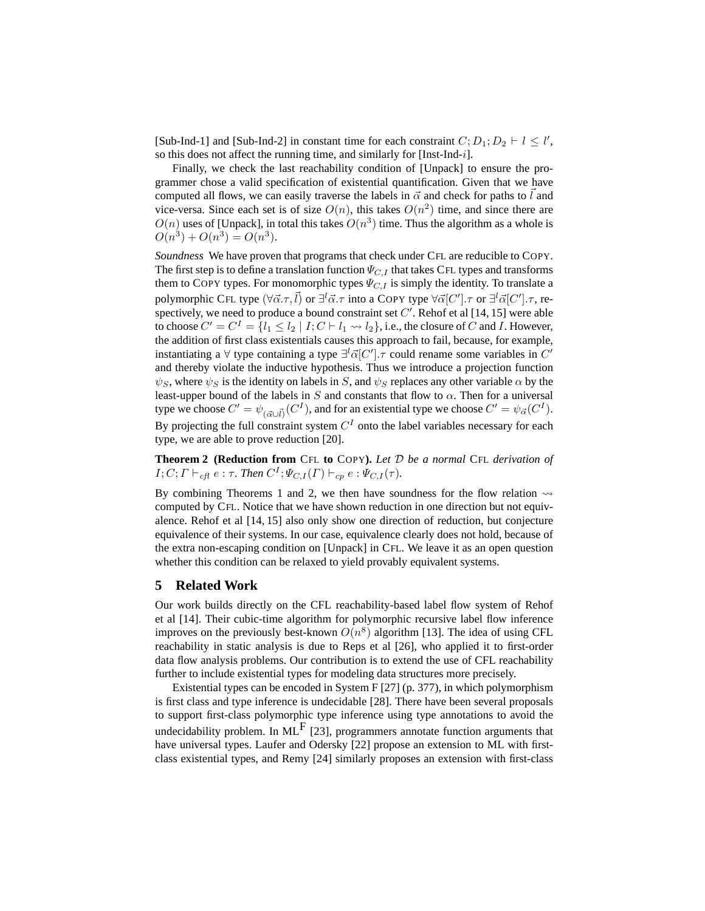[Sub-Ind-1] and [Sub-Ind-2] in constant time for each constraint $C; D_1; D_2 \vdash l \leq l'$, so this does not affect the running time, and similarly for [Inst-Ind-$i$].

Finally, we check the last reachability condition of [Unpack] to ensure the programmer chose a valid specification of existential quantification. Given that we have computed all flows, we can easily traverse the labels in $\vec{\alpha}$ and check for paths to $\vec{l}$ and vice-versa. Since each set is of size $O(n)$, this takes $O(n^2)$ time, and since there are $O(n)$ uses of [Unpack], in total this takes $O(n^3)$ time. Thus the algorithm as a whole is $O(n^3) + O(n^3) = O(n^3)$.

*Soundness* We have proven that programs that check under CFL are reducible to COPY. The first step is to define a translation function $\Psi_{C,I}$ that takes CFL types and transforms them to COPY types. For monomorphic types $\Psi_{C,I}$ is simply the identity. To translate a polymorphic CFL type $(\forall\vec{\alpha}.\tau, \vec{l})$ or $\exists^l\vec{\alpha}.\tau$ into a COPY type $\forall\vec{\alpha}[C'].\tau$ or $\exists^l\vec{\alpha}[C'].\tau$, respectively, we need to produce a bound constraint set $C'$. Rehof et al [14, 15] were able to choose $C' = C^I = \{l_1 \leq l_2 \mid I; C \vdash l_1 \rightsquigarrow l_2\}$, i.e., the closure of $C$ and $I$. However, the addition of first class existentials causes this approach to fail, because, for example, instantiating a $\forall$ type containing a type $\exists^l\vec{\alpha}[C'].\tau$ could rename some variables in $C'$ and thereby violate the inductive hypothesis. Thus we introduce a projection function $\psi_S$, where $\psi_S$ is the identity on labels in $S$, and $\psi_S$ replaces any other variable $\alpha$ by the least-upper bound of the labels in $S$ and constants that flow to $\alpha$. Then for a universal type we choose $C' = \psi_{(\vec{\alpha}\cup\vec{l})}(C^I)$, and for an existential type we choose $C' = \psi_{\vec{\alpha}}(C^I)$. By projecting the full constraint system $C^I$ onto the label variables necessary for each type, we are able to prove reduction [20].

**Theorem 2 (Reduction from CFL to COPY).** *Let $\mathcal{D}$ be a normal CFL derivation of $I; C; \Gamma \vdash_{cfl} e : \tau$. Then $C^I; \Psi_{C,I}(\Gamma) \vdash_{cp} e : \Psi_{C,I}(\tau)$.*

By combining Theorems 1 and 2, we then have soundness for the flow relation $\rightsquigarrow$ computed by CFL. Notice that we have shown reduction in one direction but not equivalence. Rehof et al [14, 15] also only show one direction of reduction, but conjecture equivalence of their systems. In our case, equivalence clearly does not hold, because of the extra non-escaping condition on [Unpack] in CFL. We leave it as an open question whether this condition can be relaxed to yield provably equivalent systems.

## 5 Related Work

Our work builds directly on the CFL reachability-based label flow system of Rehof et al [14]. Their cubic-time algorithm for polymorphic recursive label flow inference improves on the previously best-known $O(n^8)$ algorithm [13]. The idea of using CFL reachability in static analysis is due to Reps et al [26], who applied it to first-order data flow analysis problems. Our contribution is to extend the use of CFL reachability further to include existential types for modeling data structures more precisely.

Existential types can be encoded in System F [27] (p. 377), in which polymorphism is first class and type inference is undecidable [28]. There have been several proposals to support first-class polymorphic type inference using type annotations to avoid the undecidability problem. In ML$^{\text{F}}$ [23], programmers annotate function arguments that have universal types. Laufer and Odersky [22] propose an extension to ML with first-class existential types, and Remy [24] similarly proposes an extension with first-class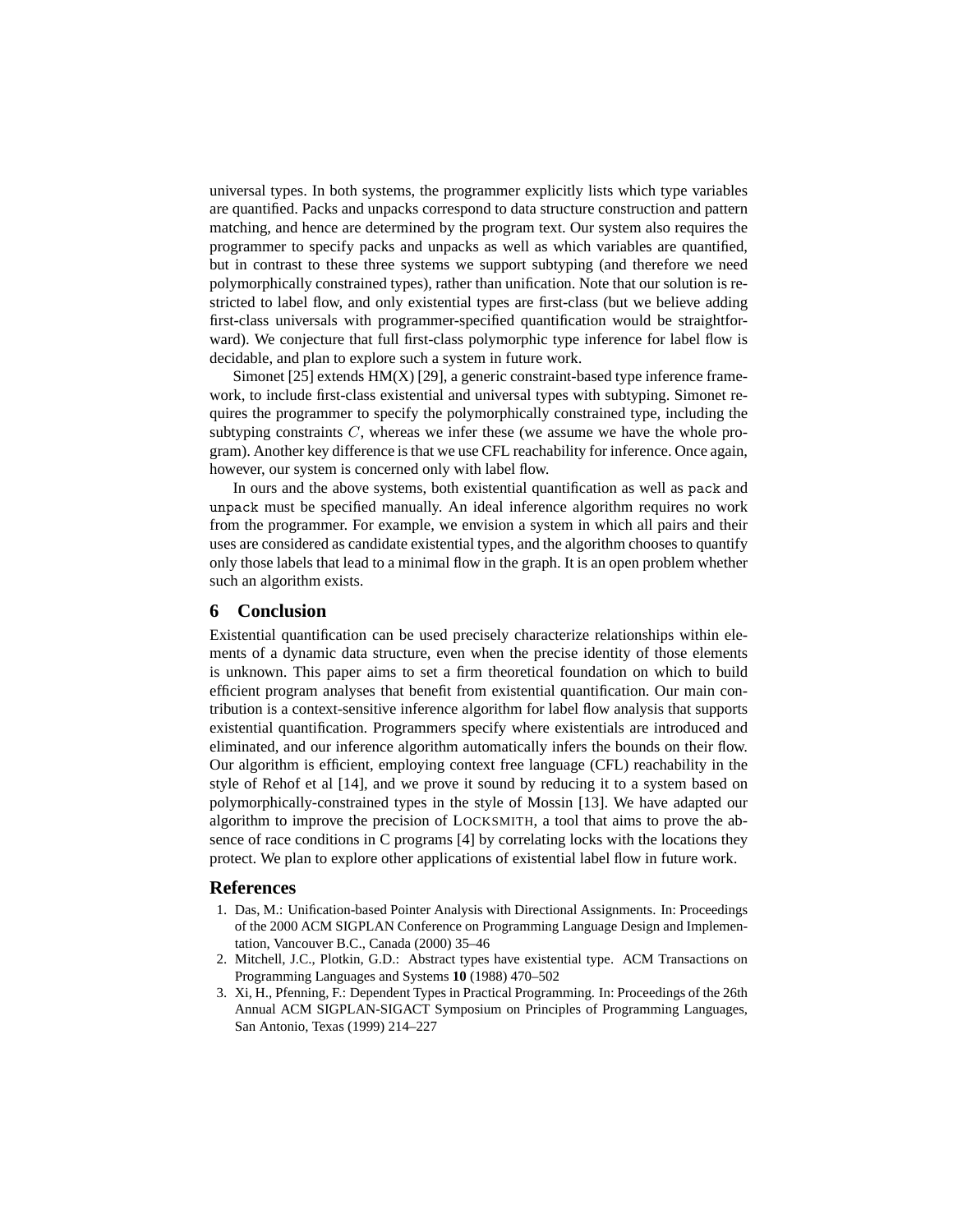universal types. In both systems, the programmer explicitly lists which type variables are quantified. Packs and unpacks correspond to data structure construction and pattern matching, and hence are determined by the program text. Our system also requires the programmer to specify packs and unpacks as well as which variables are quantified, but in contrast to these three systems we support subtyping (and therefore we need polymorphically constrained types), rather than unification. Note that our solution is restricted to label flow, and only existential types are first-class (but we believe adding first-class universals with programmer-specified quantification would be straightforward). We conjecture that full first-class polymorphic type inference for label flow is decidable, and plan to explore such a system in future work.

Simonet [25] extends HM(X) [29], a generic constraint-based type inference framework, to include first-class existential and universal types with subtyping. Simonet requires the programmer to specify the polymorphically constrained type, including the subtyping constraints $C$, whereas we infer these (we assume we have the whole program). Another key difference is that we use CFL reachability for inference. Once again, however, our system is concerned only with label flow.

In ours and the above systems, both existential quantification as well as `pack` and `unpack` must be specified manually. An ideal inference algorithm requires no work from the programmer. For example, we envision a system in which all pairs and their uses are considered as candidate existential types, and the algorithm chooses to quantify only those labels that lead to a minimal flow in the graph. It is an open problem whether such an algorithm exists.

## 6 Conclusion

Existential quantification can be used precisely characterize relationships within elements of a dynamic data structure, even when the precise identity of those elements is unknown. This paper aims to set a firm theoretical foundation on which to build efficient program analyses that benefit from existential quantification. Our main contribution is a context-sensitive inference algorithm for label flow analysis that supports existential quantification. Programmers specify where existentials are introduced and eliminated, and our inference algorithm automatically infers the bounds on their flow. Our algorithm is efficient, employing context free language (CFL) reachability in the style of Rehof et al [14], and we prove it sound by reducing it to a system based on polymorphically-constrained types in the style of Mossin [13]. We have adapted our algorithm to improve the precision of LOCKSMITH, a tool that aims to prove the absence of race conditions in C programs [4] by correlating locks with the locations they protect. We plan to explore other applications of existential label flow in future work.

## References

1. Das, M.: Unification-based Pointer Analysis with Directional Assignments. In: Proceedings of the 2000 ACM SIGPLAN Conference on Programming Language Design and Implementation, Vancouver B.C., Canada (2000) 35–46
2. Mitchell, J.C., Plotkin, G.D.: Abstract types have existential type. ACM Transactions on Programming Languages and Systems **10** (1988) 470–502
3. Xi, H., Pfenning, F.: Dependent Types in Practical Programming. In: Proceedings of the 26th Annual ACM SIGPLAN-SIGACT Symposium on Principles of Programming Languages, San Antonio, Texas (1999) 214–227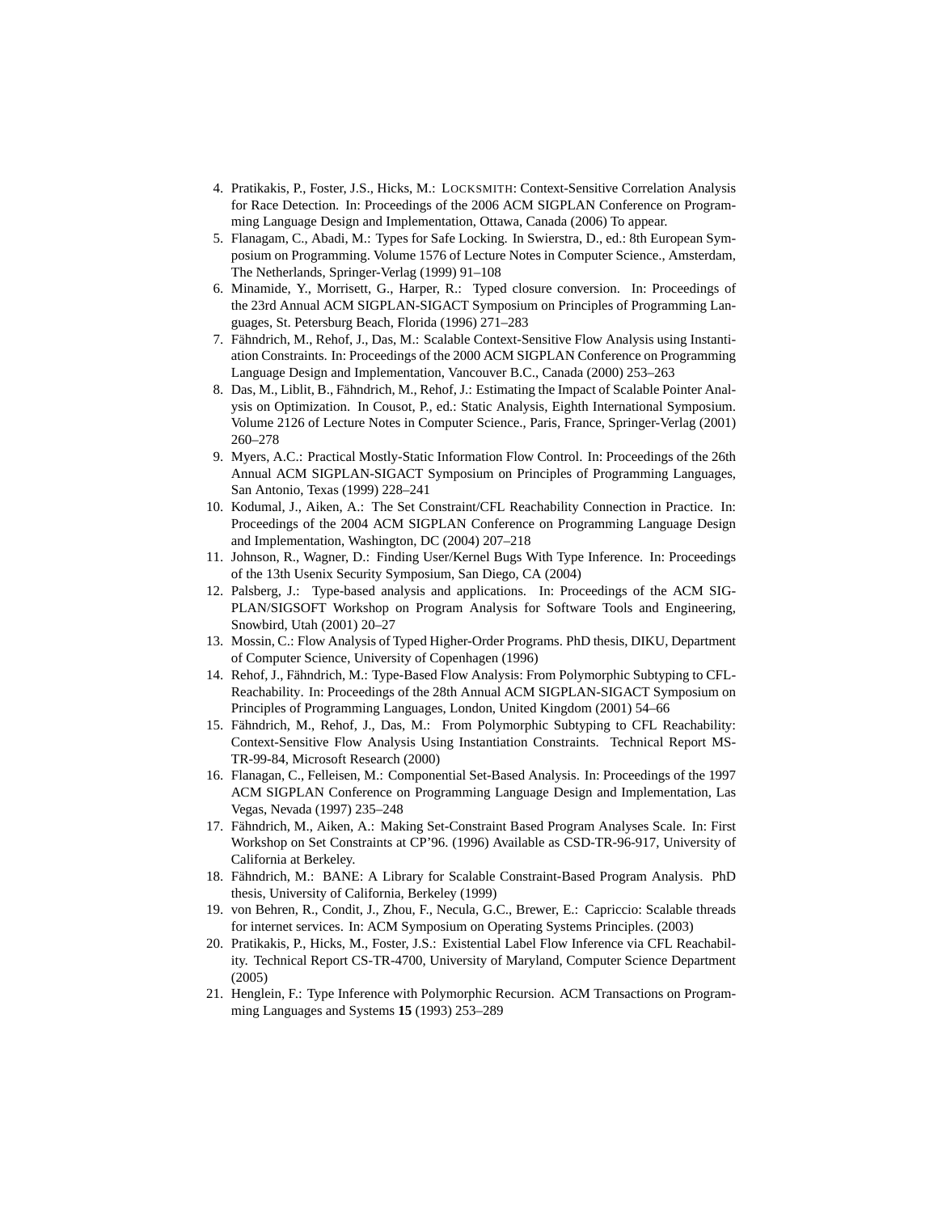4. Pratikakis, P., Foster, J.S., Hicks, M.: LOCKSMITH: Context-Sensitive Correlation Analysis for Race Detection. In: Proceedings of the 2006 ACM SIGPLAN Conference on Programming Language Design and Implementation, Ottawa, Canada (2006) To appear.
5. Flanagam, C., Abadi, M.: Types for Safe Locking. In Swierstra, D., ed.: 8th European Symposium on Programming. Volume 1576 of Lecture Notes in Computer Science., Amsterdam, The Netherlands, Springer-Verlag (1999) 91–108
6. Minamide, Y., Morrisett, G., Harper, R.: Typed closure conversion. In: Proceedings of the 23rd Annual ACM SIGPLAN-SIGACT Symposium on Principles of Programming Languages, St. Petersburg Beach, Florida (1996) 271–283
7. Fähndrich, M., Rehof, J., Das, M.: Scalable Context-Sensitive Flow Analysis using Instantiation Constraints. In: Proceedings of the 2000 ACM SIGPLAN Conference on Programming Language Design and Implementation, Vancouver B.C., Canada (2000) 253–263
8. Das, M., Liblit, B., Fähndrich, M., Rehof, J.: Estimating the Impact of Scalable Pointer Analysis on Optimization. In Cousot, P., ed.: Static Analysis, Eighth International Symposium. Volume 2126 of Lecture Notes in Computer Science., Paris, France, Springer-Verlag (2001) 260–278
9. Myers, A.C.: Practical Mostly-Static Information Flow Control. In: Proceedings of the 26th Annual ACM SIGPLAN-SIGACT Symposium on Principles of Programming Languages, San Antonio, Texas (1999) 228–241
10. Kodumal, J., Aiken, A.: The Set Constraint/CFL Reachability Connection in Practice. In: Proceedings of the 2004 ACM SIGPLAN Conference on Programming Language Design and Implementation, Washington, DC (2004) 207–218
11. Johnson, R., Wagner, D.: Finding User/Kernel Bugs With Type Inference. In: Proceedings of the 13th Usenix Security Symposium, San Diego, CA (2004)
12. Palsberg, J.: Type-based analysis and applications. In: Proceedings of the ACM SIGPLAN/SIGSOFT Workshop on Program Analysis for Software Tools and Engineering, Snowbird, Utah (2001) 20–27
13. Mossin, C.: Flow Analysis of Typed Higher-Order Programs. PhD thesis, DIKU, Department of Computer Science, University of Copenhagen (1996)
14. Rehof, J., Fähndrich, M.: Type-Based Flow Analysis: From Polymorphic Subtyping to CFL-Reachability. In: Proceedings of the 28th Annual ACM SIGPLAN-SIGACT Symposium on Principles of Programming Languages, London, United Kingdom (2001) 54–66
15. Fähndrich, M., Rehof, J., Das, M.: From Polymorphic Subtyping to CFL Reachability: Context-Sensitive Flow Analysis Using Instantiation Constraints. Technical Report MS-TR-99-84, Microsoft Research (2000)
16. Flanagan, C., Felleisen, M.: Componential Set-Based Analysis. In: Proceedings of the 1997 ACM SIGPLAN Conference on Programming Language Design and Implementation, Las Vegas, Nevada (1997) 235–248
17. Fähndrich, M., Aiken, A.: Making Set-Constraint Based Program Analyses Scale. In: First Workshop on Set Constraints at CP'96. (1996) Available as CSD-TR-96-917, University of California at Berkeley.
18. Fähndrich, M.: BANE: A Library for Scalable Constraint-Based Program Analysis. PhD thesis, University of California, Berkeley (1999)
19. von Behren, R., Condit, J., Zhou, F., Necula, G.C., Brewer, E.: Capriccio: Scalable threads for internet services. In: ACM Symposium on Operating Systems Principles. (2003)
20. Pratikakis, P., Hicks, M., Foster, J.S.: Existential Label Flow Inference via CFL Reachability. Technical Report CS-TR-4700, University of Maryland, Computer Science Department (2005)
21. Henglein, F.: Type Inference with Polymorphic Recursion. ACM Transactions on Programming Languages and Systems **15** (1993) 253–289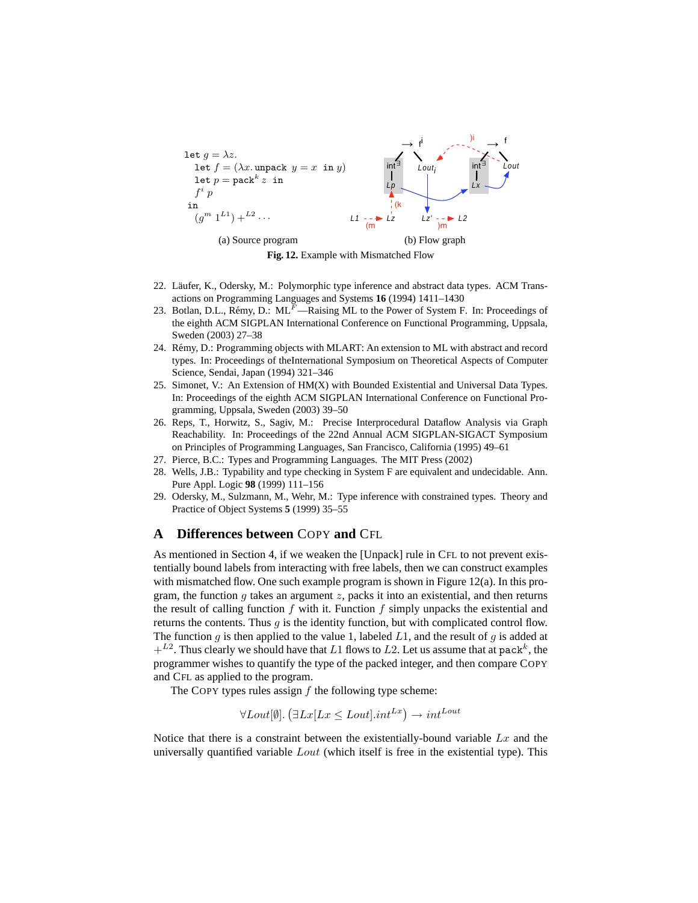```
let g = λz.
  let f = (λx. unpack y = x in y)
  let p = pack^k z in
  f^i p
in
  (g^m 1^{L1}) +^{L2} ···
```

(a) Source program

(b) Flow graph

**Fig. 12.** Example with Mismatched Flow

22. Läufer, K., Odersky, M.: Polymorphic type inference and abstract data types. ACM Transactions on Programming Languages and Systems **16** (1994) 1411–1430
23. Botlan, D.L., Rémy, D.: ML$^F$—Raising ML to the Power of System F. In: Proceedings of the eighth ACM SIGPLAN International Conference on Functional Programming, Uppsala, Sweden (2003) 27–38
24. Rémy, D.: Programming objects with MLART: An extension to ML with abstract and record types. In: Proceedings of theInternational Symposium on Theoretical Aspects of Computer Science, Sendai, Japan (1994) 321–346
25. Simonet, V.: An Extension of HM(X) with Bounded Existential and Universal Data Types. In: Proceedings of the eighth ACM SIGPLAN International Conference on Functional Programming, Uppsala, Sweden (2003) 39–50
26. Reps, T., Horwitz, S., Sagiv, M.: Precise Interprocedural Dataflow Analysis via Graph Reachability. In: Proceedings of the 22nd Annual ACM SIGPLAN-SIGACT Symposium on Principles of Programming Languages, San Francisco, California (1995) 49–61
27. Pierce, B.C.: Types and Programming Languages. The MIT Press (2002)
28. Wells, J.B.: Typability and type checking in System F are equivalent and undecidable. Ann. Pure Appl. Logic **98** (1999) 111–156
29. Odersky, M., Sulzmann, M., Wehr, M.: Type inference with constrained types. Theory and Practice of Object Systems **5** (1999) 35–55

# A Differences between COPY and CFL

As mentioned in Section 4, if we weaken the [Unpack] rule in CFL to not prevent existentially bound labels from interacting with free labels, then we can construct examples with mismatched flow. One such example program is shown in Figure 12(a). In this program, the function $g$ takes an argument $z$, packs it into an existential, and then returns the result of calling function $f$ with it. Function $f$ simply unpacks the existential and returns the contents. Thus $g$ is the identity function, but with complicated control flow. The function $g$ is then applied to the value 1, labeled $L1$, and the result of $g$ is added at $+^{L2}$. Thus clearly we should have that $L1$ flows to $L2$. Let us assume that at $\texttt{pack}^k$, the programmer wishes to quantify the type of the packed integer, and then compare COPY and CFL as applied to the program.

The COPY types rules assign $f$ the following type scheme:

$$\forall Lout[\emptyset].\,(\exists Lx[Lx \leq Lout].int^{Lx}) \rightarrow int^{Lout}$$

Notice that there is a constraint between the existentially-bound variable $Lx$ and the universally quantified variable $Lout$ (which itself is free in the existential type). This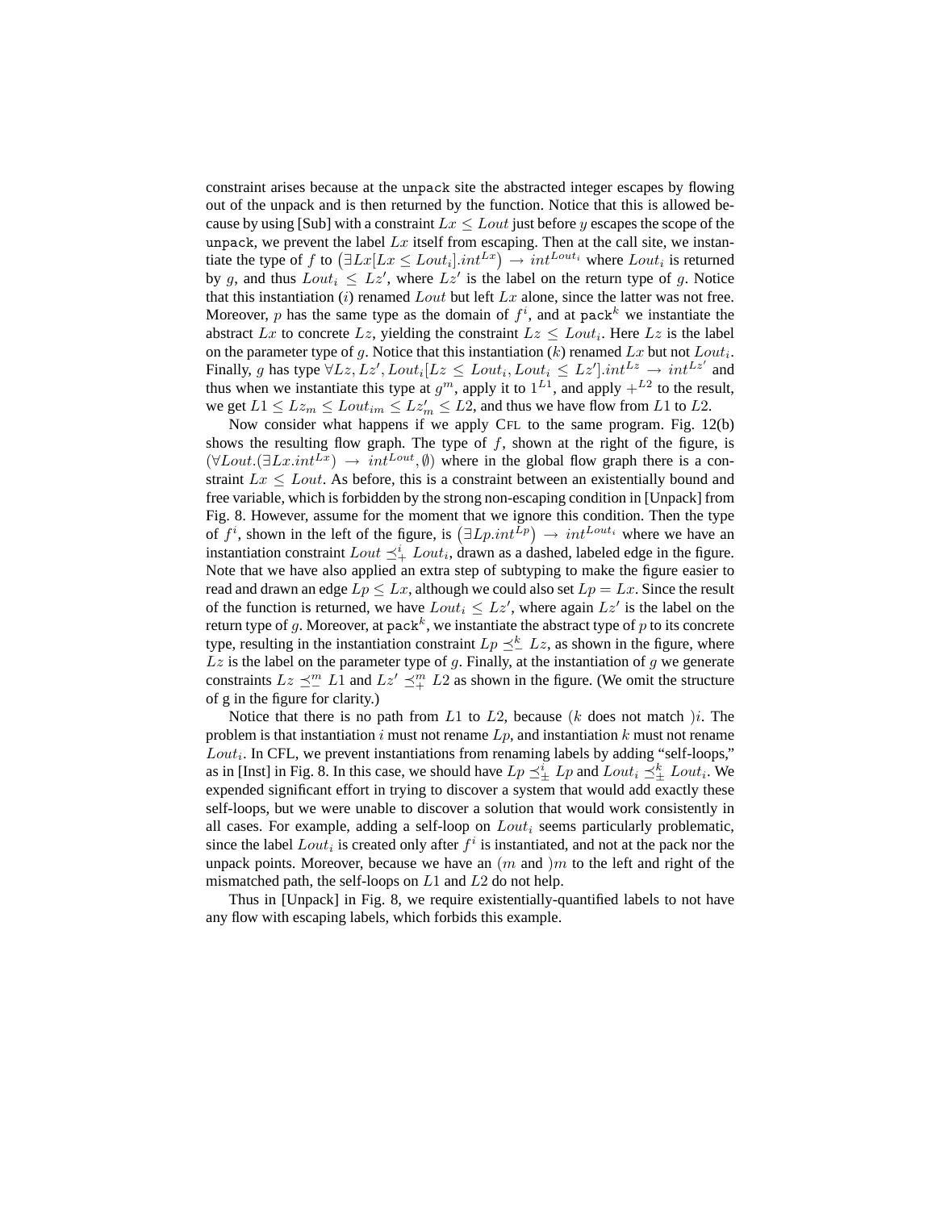constraint arises because at the `unpack` site the abstracted integer escapes by flowing out of the unpack and is then returned by the function. Notice that this is allowed because by using [Sub] with a constraint $Lx \leq Lout$ just before $y$ escapes the scope of the `unpack`, we prevent the label $Lx$ itself from escaping. Then at the call site, we instantiate the type of $f$ to $\left(\exists Lx[Lx \leq Lout_i].int^{Lx}\right) \rightarrow int^{Lout_i}$ where $Lout_i$ is returned by $g$, and thus $Lout_i \leq Lz'$, where $Lz'$ is the label on the return type of $g$. Notice that this instantiation ($i$) renamed $Lout$ but left $Lx$ alone, since the latter was not free. Moreover, $p$ has the same type as the domain of $f^i$, and at $\texttt{pack}^k$ we instantiate the abstract $Lx$ to concrete $Lz$, yielding the constraint $Lz \leq Lout_i$. Here $Lz$ is the label on the parameter type of $g$. Notice that this instantiation ($k$) renamed $Lx$ but not $Lout_i$. Finally, $g$ has type $\forall Lz, Lz', Lout_i[Lz \leq Lout_i, Lout_i \leq Lz'].int^{Lz} \rightarrow int^{Lz'}$ and thus when we instantiate this type at $g^m$, apply it to $1^{L1}$, and apply $+^{L2}$ to the result, we get $L1 \leq Lz_m \leq Lout_{im} \leq Lz'_m \leq L2$, and thus we have flow from $L1$ to $L2$.

Now consider what happens if we apply CFL to the same program. Fig. 12(b) shows the resulting flow graph. The type of $f$, shown at the right of the figure, is $(\forall Lout.(\exists Lx.int^{Lx}) \rightarrow int^{Lout}, \emptyset)$ where in the global flow graph there is a constraint $Lx \leq Lout$. As before, this is a constraint between an existentially bound and free variable, which is forbidden by the strong non-escaping condition in [Unpack] from Fig. 8. However, assume for the moment that we ignore this condition. Then the type of $f^i$, shown in the left of the figure, is $\left(\exists Lp.int^{Lp}\right) \rightarrow int^{Lout_i}$ where we have an instantiation constraint $Lout \preceq^i_+ Lout_i$, drawn as a dashed, labeled edge in the figure. Note that we have also applied an extra step of subtyping to make the figure easier to read and drawn an edge $Lp \leq Lx$, although we could also set $Lp = Lx$. Since the result of the function is returned, we have $Lout_i \leq Lz'$, where again $Lz'$ is the label on the return type of $g$. Moreover, at $\texttt{pack}^k$, we instantiate the abstract type of $p$ to its concrete type, resulting in the instantiation constraint $Lp \preceq^k_- Lz$, as shown in the figure, where $Lz$ is the label on the parameter type of $g$. Finally, at the instantiation of $g$ we generate constraints $Lz \preceq^m_- L1$ and $Lz' \preceq^m_+ L2$ as shown in the figure. (We omit the structure of g in the figure for clarity.)

Notice that there is no path from $L1$ to $L2$, because ($k$ does not match $)i$. The problem is that instantiation $i$ must not rename $Lp$, and instantiation $k$ must not rename $Lout_i$. In CFL, we prevent instantiations from renaming labels by adding "self-loops," as in [Inst] in Fig. 8. In this case, we should have $Lp \preceq^i_\pm Lp$ and $Lout_i \preceq^k_\pm Lout_i$. We expended significant effort in trying to discover a system that would add exactly these self-loops, but we were unable to discover a solution that would work consistently in all cases. For example, adding a self-loop on $Lout_i$ seems particularly problematic, since the label $Lout_i$ is created only after $f^i$ is instantiated, and not at the pack nor the unpack points. Moreover, because we have an ($m$ and $)m$ to the left and right of the mismatched path, the self-loops on $L1$ and $L2$ do not help.

Thus in [Unpack] in Fig. 8, we require existentially-quantified labels to not have any flow with escaping labels, which forbids this example.